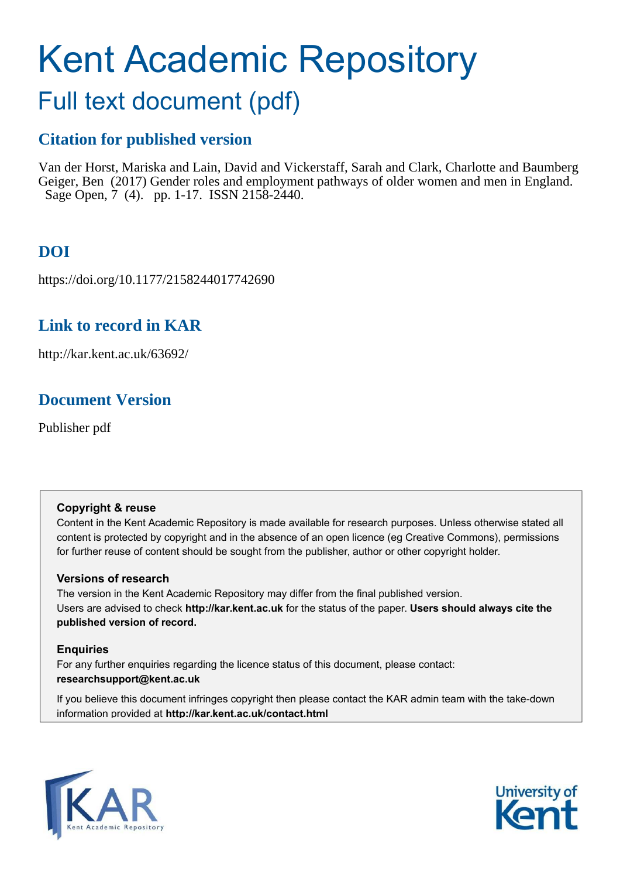# Kent Academic Repository

## Full text document (pdf)

### Citation for published version

Van der Horst, Mariska and Lain, David and Vickerstaff, Sarah and Clark, Charlotte and Baumberg Geiger, Ben (2017) Gender roles and employment pathways of older women and men in England. Sage Open, 7 (4). pp. 1-17. ISSN 2158-2440.

### DOI

https://doi.org/10.1177/2158244017742690

### Link to record in KAR

http://kar.kent.ac.uk/63692/

### Document Version

Publisher pdf

**Copyright & reuse**

Content in the Kent Academic Repository is made available for research purposes. Unless otherwise stated all content is protected by copyright and in the absence of an open licence (eg Creative Commons), permissions for further reuse of content should be sought from the publisher, author or other copyright holder.

**Versions of research**

The version in the Kent Academic Repository may differ from the final published version. Users are advised to check **http://kar.kent.ac.uk** for the status of the paper. **Users should always cite the published version of record.**

**Enquiries**

For any further enquiries regarding the licence status of this document, please contact: **researchsupport@kent.ac.uk**

If you believe this document infringes copyright then please contact the KAR admin team with the take-down information provided at **http://kar.kent.ac.uk/contact.html**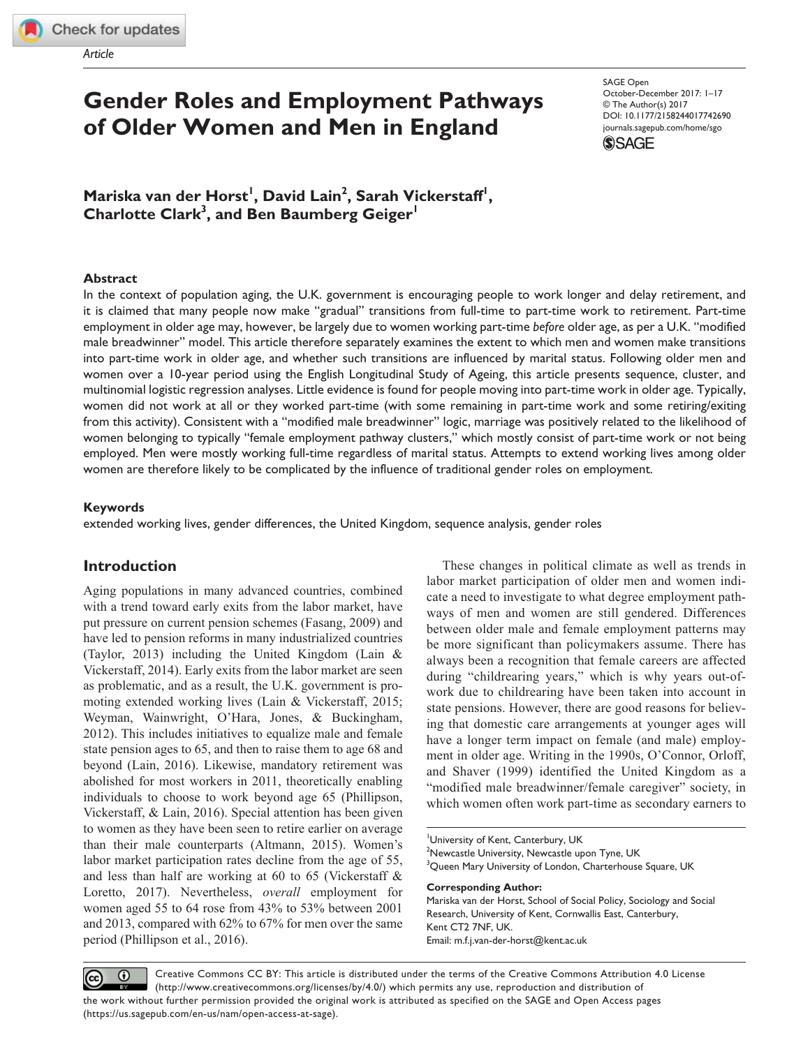Article

# Gender Roles and Employment Pathways of Older Women and Men in England

SAGE Open
October-December 2017: 1–17
© The Author(s) 2017
DOI: 10.1177/2158244017742690
journals.sagepub.com/home/sgo

**Mariska van der Horst[1], David Lain[2], Sarah Vickerstaff[1], Charlotte Clark[3], and Ben Baumberg Geiger[1]**

## Abstract

In the context of population aging, the U.K. government is encouraging people to work longer and delay retirement, and it is claimed that many people now make "gradual" transitions from full-time to part-time work to retirement. Part-time employment in older age may, however, be largely due to women working part-time *before* older age, as per a U.K. "modified male breadwinner" model. This article therefore separately examines the extent to which men and women make transitions into part-time work in older age, and whether such transitions are influenced by marital status. Following older men and women over a 10-year period using the English Longitudinal Study of Ageing, this article presents sequence, cluster, and multinomial logistic regression analyses. Little evidence is found for people moving into part-time work in older age. Typically, women did not work at all or they worked part-time (with some remaining in part-time work and some retiring/exiting from this activity). Consistent with a "modified male breadwinner" logic, marriage was positively related to the likelihood of women belonging to typically "female employment pathway clusters," which mostly consist of part-time work or not being employed. Men were mostly working full-time regardless of marital status. Attempts to extend working lives among older women are therefore likely to be complicated by the influence of traditional gender roles on employment.

### Keywords

extended working lives, gender differences, the United Kingdom, sequence analysis, gender roles

## Introduction

Aging populations in many advanced countries, combined with a trend toward early exits from the labor market, have put pressure on current pension schemes (Fasang, 2009) and have led to pension reforms in many industrialized countries (Taylor, 2013) including the United Kingdom (Lain & Vickerstaff, 2014). Early exits from the labor market are seen as problematic, and as a result, the U.K. government is promoting extended working lives (Lain & Vickerstaff, 2015; Weyman, Wainwright, O'Hara, Jones, & Buckingham, 2012). This includes initiatives to equalize male and female state pension ages to 65, and then to raise them to age 68 and beyond (Lain, 2016). Likewise, mandatory retirement was abolished for most workers in 2011, theoretically enabling individuals to choose to work beyond age 65 (Phillipson, Vickerstaff, & Lain, 2016). Special attention has been given to women as they have been seen to retire earlier on average than their male counterparts (Altmann, 2015). Women's labor market participation rates decline from the age of 55, and less than half are working at 60 to 65 (Vickerstaff & Loretto, 2017). Nevertheless, *overall* employment for women aged 55 to 64 rose from 43% to 53% between 2001 and 2013, compared with 62% to 67% for men over the same period (Phillipson et al., 2016).

These changes in political climate as well as trends in labor market participation of older men and women indicate a need to investigate to what degree employment pathways of men and women are still gendered. Differences between older male and female employment patterns may be more significant than policymakers assume. There has always been a recognition that female careers are affected during "childrearing years," which is why years out-of-work due to childrearing have been taken into account in state pensions. However, there are good reasons for believing that domestic care arrangements at younger ages will have a longer term impact on female (and male) employment in older age. Writing in the 1990s, O'Connor, Orloff, and Shaver (1999) identified the United Kingdom as a "modified male breadwinner/female caregiver" society, in which women often work part-time as secondary earners to

[1]University of Kent, Canterbury, UK
[2]Newcastle University, Newcastle upon Tyne, UK
[3]Queen Mary University of London, Charterhouse Square, UK

**Corresponding Author:**
Mariska van der Horst, School of Social Policy, Sociology and Social Research, University of Kent, Cornwallis East, Canterbury, Kent CT2 7NF, UK.
Email: m.f.j.van-der-horst@kent.ac.uk

Creative Commons CC BY: This article is distributed under the terms of the Creative Commons Attribution 4.0 License (http://www.creativecommons.org/licenses/by/4.0/) which permits any use, reproduction and distribution of the work without further permission provided the original work is attributed as specified on the SAGE and Open Access pages (https://us.sagepub.com/en-us/nam/open-access-at-sage).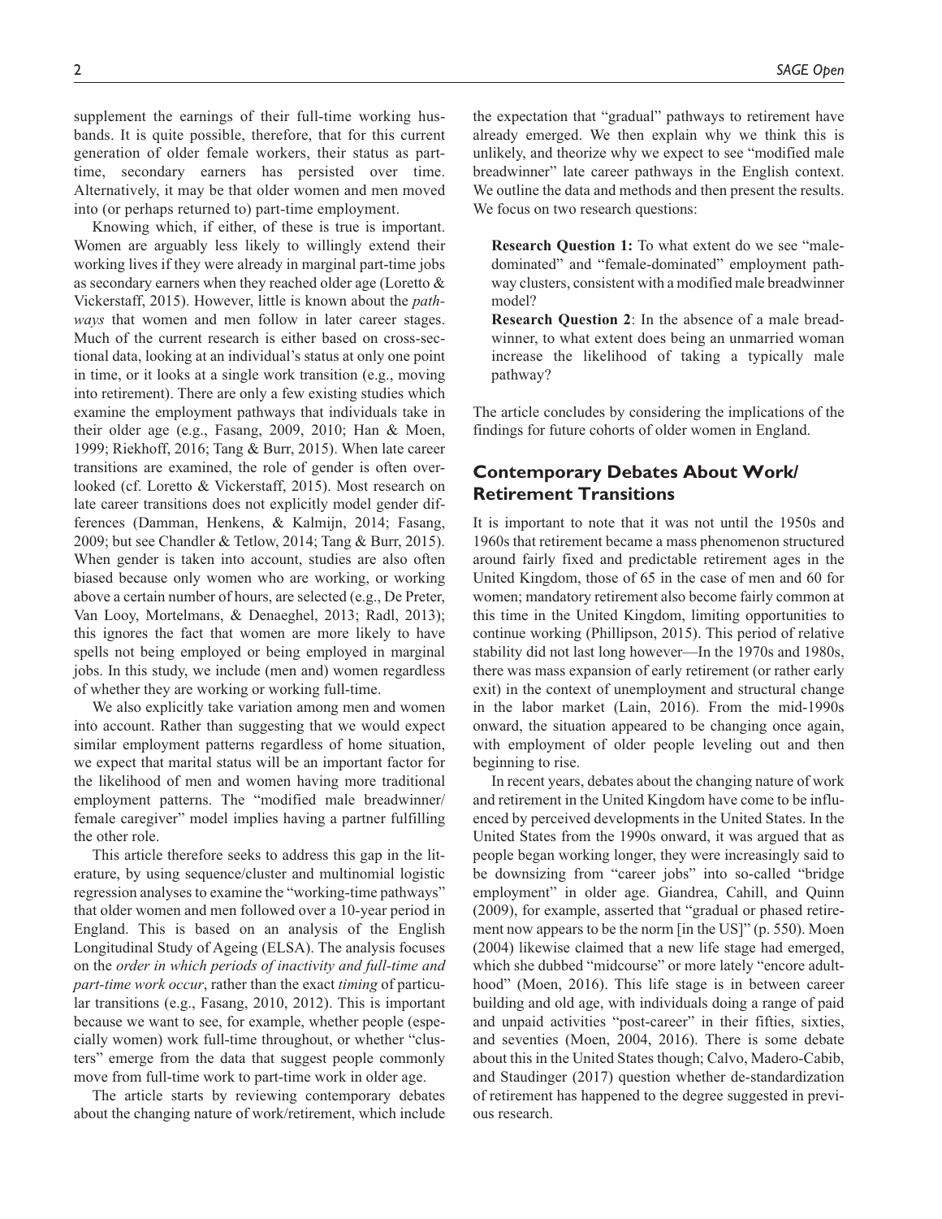supplement the earnings of their full-time working husbands. It is quite possible, therefore, that for this current generation of older female workers, their status as part-time, secondary earners has persisted over time. Alternatively, it may be that older women and men moved into (or perhaps returned to) part-time employment.

Knowing which, if either, of these is true is important. Women are arguably less likely to willingly extend their working lives if they were already in marginal part-time jobs as secondary earners when they reached older age (Loretto & Vickerstaff, 2015). However, little is known about the *pathways* that women and men follow in later career stages. Much of the current research is either based on cross-sectional data, looking at an individual's status at only one point in time, or it looks at a single work transition (e.g., moving into retirement). There are only a few existing studies which examine the employment pathways that individuals take in their older age (e.g., Fasang, 2009, 2010; Han & Moen, 1999; Riekhoff, 2016; Tang & Burr, 2015). When late career transitions are examined, the role of gender is often overlooked (cf. Loretto & Vickerstaff, 2015). Most research on late career transitions does not explicitly model gender differences (Damman, Henkens, & Kalmijn, 2014; Fasang, 2009; but see Chandler & Tetlow, 2014; Tang & Burr, 2015). When gender is taken into account, studies are also often biased because only women who are working, or working above a certain number of hours, are selected (e.g., De Preter, Van Looy, Mortelmans, & Denaeghel, 2013; Radl, 2013); this ignores the fact that women are more likely to have spells not being employed or being employed in marginal jobs. In this study, we include (men and) women regardless of whether they are working or working full-time.

We also explicitly take variation among men and women into account. Rather than suggesting that we would expect similar employment patterns regardless of home situation, we expect that marital status will be an important factor for the likelihood of men and women having more traditional employment patterns. The "modified male breadwinner/female caregiver" model implies having a partner fulfilling the other role.

This article therefore seeks to address this gap in the literature, by using sequence/cluster and multinomial logistic regression analyses to examine the "working-time pathways" that older women and men followed over a 10-year period in England. This is based on an analysis of the English Longitudinal Study of Ageing (ELSA). The analysis focuses on the *order in which periods of inactivity and full-time and part-time work occur*, rather than the exact *timing* of particular transitions (e.g., Fasang, 2010, 2012). This is important because we want to see, for example, whether people (especially women) work full-time throughout, or whether "clusters" emerge from the data that suggest people commonly move from full-time work to part-time work in older age.

The article starts by reviewing contemporary debates about the changing nature of work/retirement, which include the expectation that "gradual" pathways to retirement have already emerged. We then explain why we think this is unlikely, and theorize why we expect to see "modified male breadwinner" late career pathways in the English context. We outline the data and methods and then present the results. We focus on two research questions:

> **Research Question 1:** To what extent do we see "male-dominated" and "female-dominated" employment pathway clusters, consistent with a modified male breadwinner model?
>
> **Research Question 2**: In the absence of a male breadwinner, to what extent does being an unmarried woman increase the likelihood of taking a typically male pathway?

The article concludes by considering the implications of the findings for future cohorts of older women in England.

## Contemporary Debates About Work/Retirement Transitions

It is important to note that it was not until the 1950s and 1960s that retirement became a mass phenomenon structured around fairly fixed and predictable retirement ages in the United Kingdom, those of 65 in the case of men and 60 for women; mandatory retirement also become fairly common at this time in the United Kingdom, limiting opportunities to continue working (Phillipson, 2015). This period of relative stability did not last long however—In the 1970s and 1980s, there was mass expansion of early retirement (or rather early exit) in the context of unemployment and structural change in the labor market (Lain, 2016). From the mid-1990s onward, the situation appeared to be changing once again, with employment of older people leveling out and then beginning to rise.

In recent years, debates about the changing nature of work and retirement in the United Kingdom have come to be influenced by perceived developments in the United States. In the United States from the 1990s onward, it was argued that as people began working longer, they were increasingly said to be downsizing from "career jobs" into so-called "bridge employment" in older age. Giandrea, Cahill, and Quinn (2009), for example, asserted that "gradual or phased retirement now appears to be the norm [in the US]" (p. 550). Moen (2004) likewise claimed that a new life stage had emerged, which she dubbed "midcourse" or more lately "encore adulthood" (Moen, 2016). This life stage is in between career building and old age, with individuals doing a range of paid and unpaid activities "post-career" in their fifties, sixties, and seventies (Moen, 2004, 2016). There is some debate about this in the United States though; Calvo, Madero-Cabib, and Staudinger (2017) question whether de-standardization of retirement has happened to the degree suggested in previous research.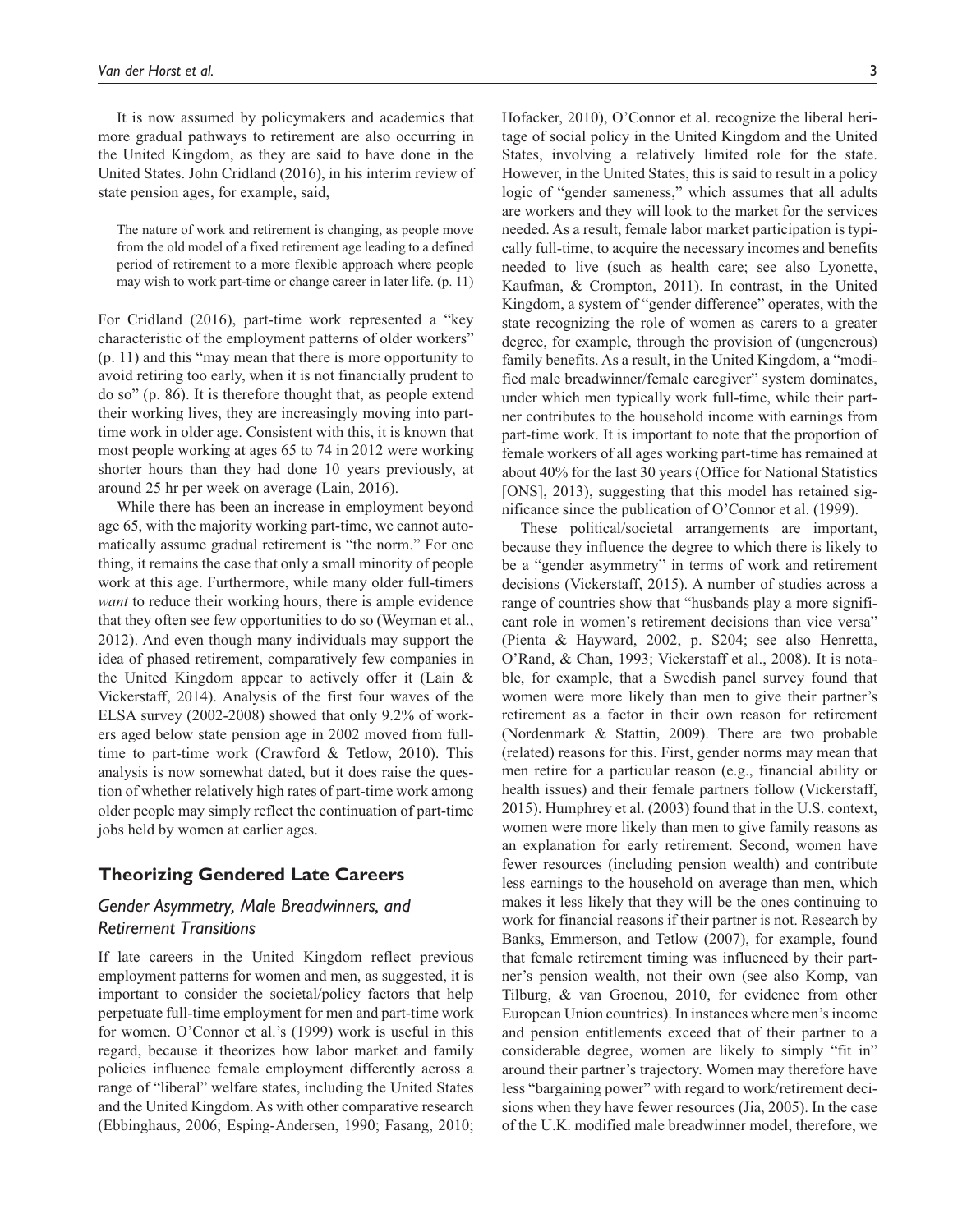It is now assumed by policymakers and academics that more gradual pathways to retirement are also occurring in the United Kingdom, as they are said to have done in the United States. John Cridland (2016), in his interim review of state pension ages, for example, said,

> The nature of work and retirement is changing, as people move from the old model of a fixed retirement age leading to a defined period of retirement to a more flexible approach where people may wish to work part-time or change career in later life. (p. 11)

For Cridland (2016), part-time work represented a "key characteristic of the employment patterns of older workers" (p. 11) and this "may mean that there is more opportunity to avoid retiring too early, when it is not financially prudent to do so" (p. 86). It is therefore thought that, as people extend their working lives, they are increasingly moving into part-time work in older age. Consistent with this, it is known that most people working at ages 65 to 74 in 2012 were working shorter hours than they had done 10 years previously, at around 25 hr per week on average (Lain, 2016).

While there has been an increase in employment beyond age 65, with the majority working part-time, we cannot automatically assume gradual retirement is "the norm." For one thing, it remains the case that only a small minority of people work at this age. Furthermore, while many older full-timers *want* to reduce their working hours, there is ample evidence that they often see few opportunities to do so (Weyman et al., 2012). And even though many individuals may support the idea of phased retirement, comparatively few companies in the United Kingdom appear to actively offer it (Lain & Vickerstaff, 2014). Analysis of the first four waves of the ELSA survey (2002-2008) showed that only 9.2% of workers aged below state pension age in 2002 moved from full-time to part-time work (Crawford & Tetlow, 2010). This analysis is now somewhat dated, but it does raise the question of whether relatively high rates of part-time work among older people may simply reflect the continuation of part-time jobs held by women at earlier ages.

## Theorizing Gendered Late Careers

### Gender Asymmetry, Male Breadwinners, and Retirement Transitions

If late careers in the United Kingdom reflect previous employment patterns for women and men, as suggested, it is important to consider the societal/policy factors that help perpetuate full-time employment for men and part-time work for women. O'Connor et al.'s (1999) work is useful in this regard, because it theorizes how labor market and family policies influence female employment differently across a range of "liberal" welfare states, including the United States and the United Kingdom. As with other comparative research (Ebbinghaus, 2006; Esping-Andersen, 1990; Fasang, 2010; Hofacker, 2010), O'Connor et al. recognize the liberal heritage of social policy in the United Kingdom and the United States, involving a relatively limited role for the state. However, in the United States, this is said to result in a policy logic of "gender sameness," which assumes that all adults are workers and they will look to the market for the services needed. As a result, female labor market participation is typically full-time, to acquire the necessary incomes and benefits needed to live (such as health care; see also Lyonette, Kaufman, & Crompton, 2011). In contrast, in the United Kingdom, a system of "gender difference" operates, with the state recognizing the role of women as carers to a greater degree, for example, through the provision of (ungenerous) family benefits. As a result, in the United Kingdom, a "modified male breadwinner/female caregiver" system dominates, under which men typically work full-time, while their partner contributes to the household income with earnings from part-time work. It is important to note that the proportion of female workers of all ages working part-time has remained at about 40% for the last 30 years (Office for National Statistics [ONS], 2013), suggesting that this model has retained significance since the publication of O'Connor et al. (1999).

These political/societal arrangements are important, because they influence the degree to which there is likely to be a "gender asymmetry" in terms of work and retirement decisions (Vickerstaff, 2015). A number of studies across a range of countries show that "husbands play a more significant role in women's retirement decisions than vice versa" (Pienta & Hayward, 2002, p. S204; see also Henretta, O'Rand, & Chan, 1993; Vickerstaff et al., 2008). It is notable, for example, that a Swedish panel survey found that women were more likely than men to give their partner's retirement as a factor in their own reason for retirement (Nordenmark & Stattin, 2009). There are two probable (related) reasons for this. First, gender norms may mean that men retire for a particular reason (e.g., financial ability or health issues) and their female partners follow (Vickerstaff, 2015). Humphrey et al. (2003) found that in the U.S. context, women were more likely than men to give family reasons as an explanation for early retirement. Second, women have fewer resources (including pension wealth) and contribute less earnings to the household on average than men, which makes it less likely that they will be the ones continuing to work for financial reasons if their partner is not. Research by Banks, Emmerson, and Tetlow (2007), for example, found that female retirement timing was influenced by their partner's pension wealth, not their own (see also Komp, van Tilburg, & van Groenou, 2010, for evidence from other European Union countries). In instances where men's income and pension entitlements exceed that of their partner to a considerable degree, women are likely to simply "fit in" around their partner's trajectory. Women may therefore have less "bargaining power" with regard to work/retirement decisions when they have fewer resources (Jia, 2005). In the case of the U.K. modified male breadwinner model, therefore, we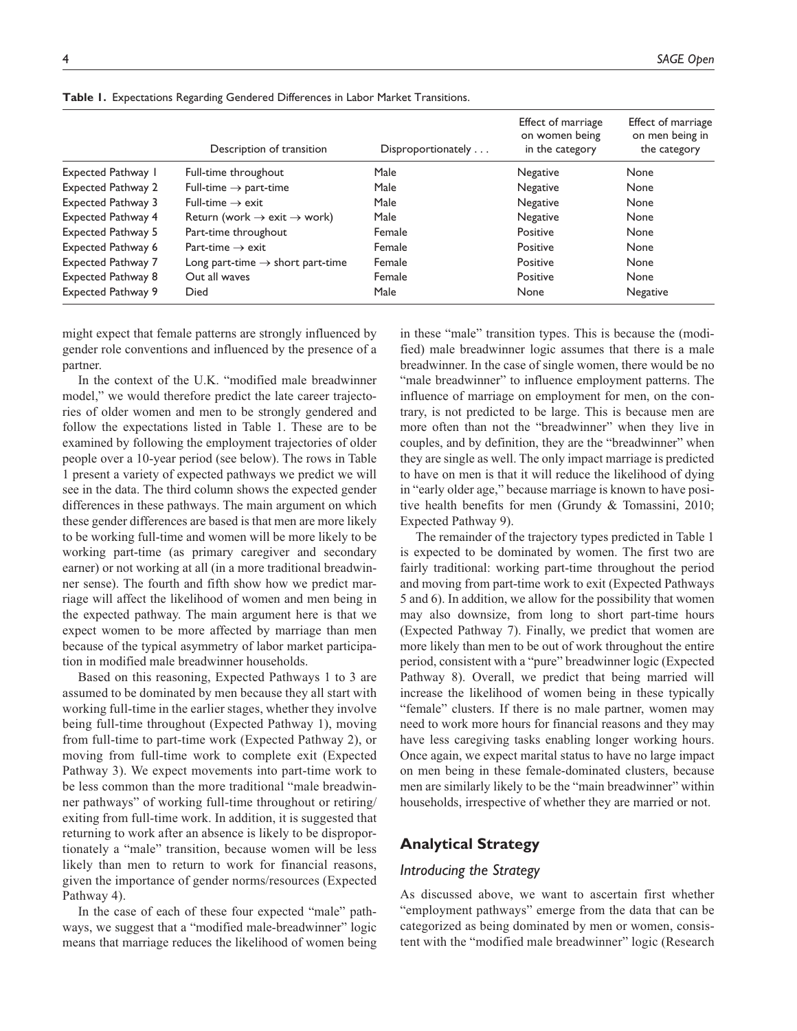**Table 1.** Expectations Regarding Gendered Differences in Labor Market Transitions.

| | Description of transition | Disproportionately . . . | Effect of marriage on women being in the category | Effect of marriage on men being in the category |
|---|---|---|---|---|
| Expected Pathway 1 | Full-time throughout | Male | Negative | None |
| Expected Pathway 2 | Full-time → part-time | Male | Negative | None |
| Expected Pathway 3 | Full-time → exit | Male | Negative | None |
| Expected Pathway 4 | Return (work → exit → work) | Male | Negative | None |
| Expected Pathway 5 | Part-time throughout | Female | Positive | None |
| Expected Pathway 6 | Part-time → exit | Female | Positive | None |
| Expected Pathway 7 | Long part-time → short part-time | Female | Positive | None |
| Expected Pathway 8 | Out all waves | Female | Positive | None |
| Expected Pathway 9 | Died | Male | None | Negative |

might expect that female patterns are strongly influenced by gender role conventions and influenced by the presence of a partner.

In the context of the U.K. "modified male breadwinner model," we would therefore predict the late career trajectories of older women and men to be strongly gendered and follow the expectations listed in Table 1. These are to be examined by following the employment trajectories of older people over a 10-year period (see below). The rows in Table 1 present a variety of expected pathways we predict we will see in the data. The third column shows the expected gender differences in these pathways. The main argument on which these gender differences are based is that men are more likely to be working full-time and women will be more likely to be working part-time (as primary caregiver and secondary earner) or not working at all (in a more traditional breadwinner sense). The fourth and fifth show how we predict marriage will affect the likelihood of women and men being in the expected pathway. The main argument here is that we expect women to be more affected by marriage than men because of the typical asymmetry of labor market participation in modified male breadwinner households.

Based on this reasoning, Expected Pathways 1 to 3 are assumed to be dominated by men because they all start with working full-time in the earlier stages, whether they involve being full-time throughout (Expected Pathway 1), moving from full-time to part-time work (Expected Pathway 2), or moving from full-time work to complete exit (Expected Pathway 3). We expect movements into part-time work to be less common than the more traditional "male breadwinner pathways" of working full-time throughout or retiring/exiting from full-time work. In addition, it is suggested that returning to work after an absence is likely to be disproportionately a "male" transition, because women will be less likely than men to return to work for financial reasons, given the importance of gender norms/resources (Expected Pathway 4).

In the case of each of these four expected "male" pathways, we suggest that a "modified male-breadwinner" logic means that marriage reduces the likelihood of women being in these "male" transition types. This is because the (modified) male breadwinner logic assumes that there is a male breadwinner. In the case of single women, there would be no "male breadwinner" to influence employment patterns. The influence of marriage on employment for men, on the contrary, is not predicted to be large. This is because men are more often than not the "breadwinner" when they live in couples, and by definition, they are the "breadwinner" when they are single as well. The only impact marriage is predicted to have on men is that it will reduce the likelihood of dying in "early older age," because marriage is known to have positive health benefits for men (Grundy & Tomassini, 2010; Expected Pathway 9).

The remainder of the trajectory types predicted in Table 1 is expected to be dominated by women. The first two are fairly traditional: working part-time throughout the period and moving from part-time work to exit (Expected Pathways 5 and 6). In addition, we allow for the possibility that women may also downsize, from long to short part-time hours (Expected Pathway 7). Finally, we predict that women are more likely than men to be out of work throughout the entire period, consistent with a "pure" breadwinner logic (Expected Pathway 8). Overall, we predict that being married will increase the likelihood of women being in these typically "female" clusters. If there is no male partner, women may need to work more hours for financial reasons and they may have less caregiving tasks enabling longer working hours. Once again, we expect marital status to have no large impact on men being in these female-dominated clusters, because men are similarly likely to be the "main breadwinner" within households, irrespective of whether they are married or not.

## Analytical Strategy

### *Introducing the Strategy*

As discussed above, we want to ascertain first whether "employment pathways" emerge from the data that can be categorized as being dominated by men or women, consistent with the "modified male breadwinner" logic (Research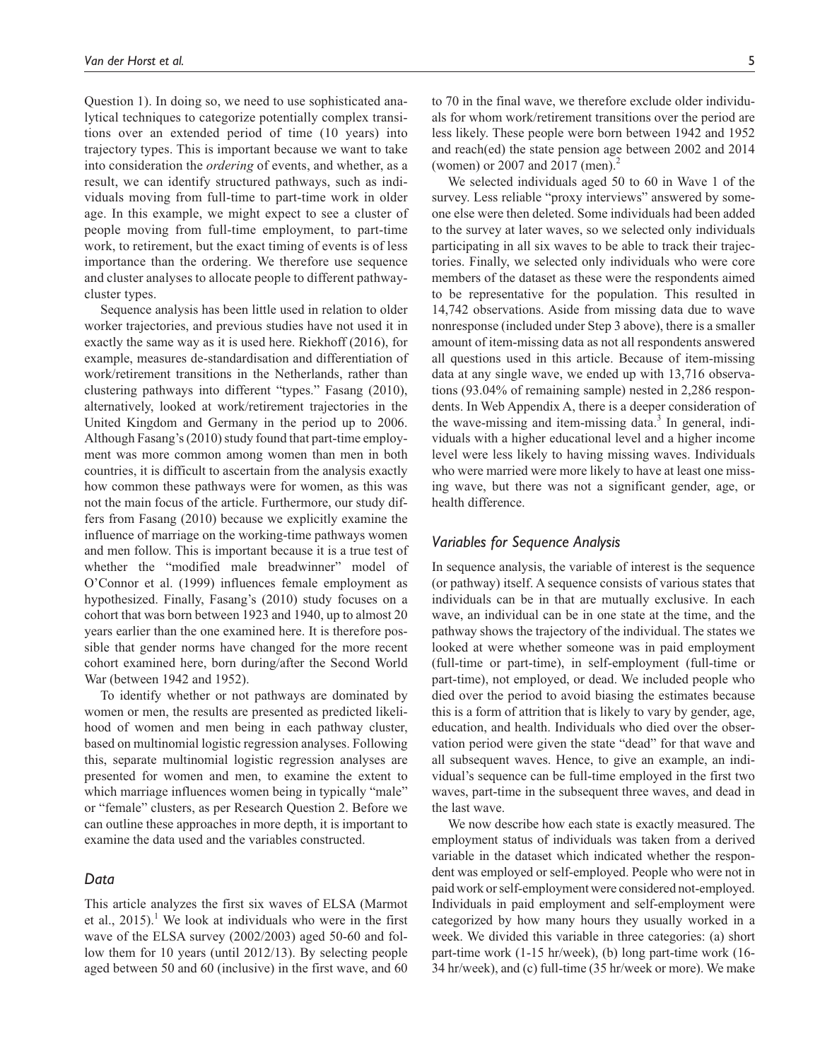Question 1). In doing so, we need to use sophisticated analytical techniques to categorize potentially complex transitions over an extended period of time (10 years) into trajectory types. This is important because we want to take into consideration the *ordering* of events, and whether, as a result, we can identify structured pathways, such as individuals moving from full-time to part-time work in older age. In this example, we might expect to see a cluster of people moving from full-time employment, to part-time work, to retirement, but the exact timing of events is of less importance than the ordering. We therefore use sequence and cluster analyses to allocate people to different pathway-cluster types.

Sequence analysis has been little used in relation to older worker trajectories, and previous studies have not used it in exactly the same way as it is used here. Riekhoff (2016), for example, measures de-standardisation and differentiation of work/retirement transitions in the Netherlands, rather than clustering pathways into different "types." Fasang (2010), alternatively, looked at work/retirement trajectories in the United Kingdom and Germany in the period up to 2006. Although Fasang's (2010) study found that part-time employment was more common among women than men in both countries, it is difficult to ascertain from the analysis exactly how common these pathways were for women, as this was not the main focus of the article. Furthermore, our study differs from Fasang (2010) because we explicitly examine the influence of marriage on the working-time pathways women and men follow. This is important because it is a true test of whether the "modified male breadwinner" model of O'Connor et al. (1999) influences female employment as hypothesized. Finally, Fasang's (2010) study focuses on a cohort that was born between 1923 and 1940, up to almost 20 years earlier than the one examined here. It is therefore possible that gender norms have changed for the more recent cohort examined here, born during/after the Second World War (between 1942 and 1952).

To identify whether or not pathways are dominated by women or men, the results are presented as predicted likelihood of women and men being in each pathway cluster, based on multinomial logistic regression analyses. Following this, separate multinomial logistic regression analyses are presented for women and men, to examine the extent to which marriage influences women being in typically "male" or "female" clusters, as per Research Question 2. Before we can outline these approaches in more depth, it is important to examine the data used and the variables constructed.

## Data

This article analyzes the first six waves of ELSA (Marmot et al., 2015).[1] We look at individuals who were in the first wave of the ELSA survey (2002/2003) aged 50-60 and follow them for 10 years (until 2012/13). By selecting people aged between 50 and 60 (inclusive) in the first wave, and 60 to 70 in the final wave, we therefore exclude older individuals for whom work/retirement transitions over the period are less likely. These people were born between 1942 and 1952 and reach(ed) the state pension age between 2002 and 2014 (women) or 2007 and 2017 (men).[2]

We selected individuals aged 50 to 60 in Wave 1 of the survey. Less reliable "proxy interviews" answered by someone else were then deleted. Some individuals had been added to the survey at later waves, so we selected only individuals participating in all six waves to be able to track their trajectories. Finally, we selected only individuals who were core members of the dataset as these were the respondents aimed to be representative for the population. This resulted in 14,742 observations. Aside from missing data due to wave nonresponse (included under Step 3 above), there is a smaller amount of item-missing data as not all respondents answered all questions used in this article. Because of item-missing data at any single wave, we ended up with 13,716 observations (93.04% of remaining sample) nested in 2,286 respondents. In Web Appendix A, there is a deeper consideration of the wave-missing and item-missing data.[3] In general, individuals with a higher educational level and a higher income level were less likely to having missing waves. Individuals who were married were more likely to have at least one missing wave, but there was not a significant gender, age, or health difference.

## Variables for Sequence Analysis

In sequence analysis, the variable of interest is the sequence (or pathway) itself. A sequence consists of various states that individuals can be in that are mutually exclusive. In each wave, an individual can be in one state at the time, and the pathway shows the trajectory of the individual. The states we looked at were whether someone was in paid employment (full-time or part-time), in self-employment (full-time or part-time), not employed, or dead. We included people who died over the period to avoid biasing the estimates because this is a form of attrition that is likely to vary by gender, age, education, and health. Individuals who died over the observation period were given the state "dead" for that wave and all subsequent waves. Hence, to give an example, an individual's sequence can be full-time employed in the first two waves, part-time in the subsequent three waves, and dead in the last wave.

We now describe how each state is exactly measured. The employment status of individuals was taken from a derived variable in the dataset which indicated whether the respondent was employed or self-employed. People who were not in paid work or self-employment were considered not-employed. Individuals in paid employment and self-employment were categorized by how many hours they usually worked in a week. We divided this variable in three categories: (a) short part-time work (1-15 hr/week), (b) long part-time work (16-34 hr/week), and (c) full-time (35 hr/week or more). We make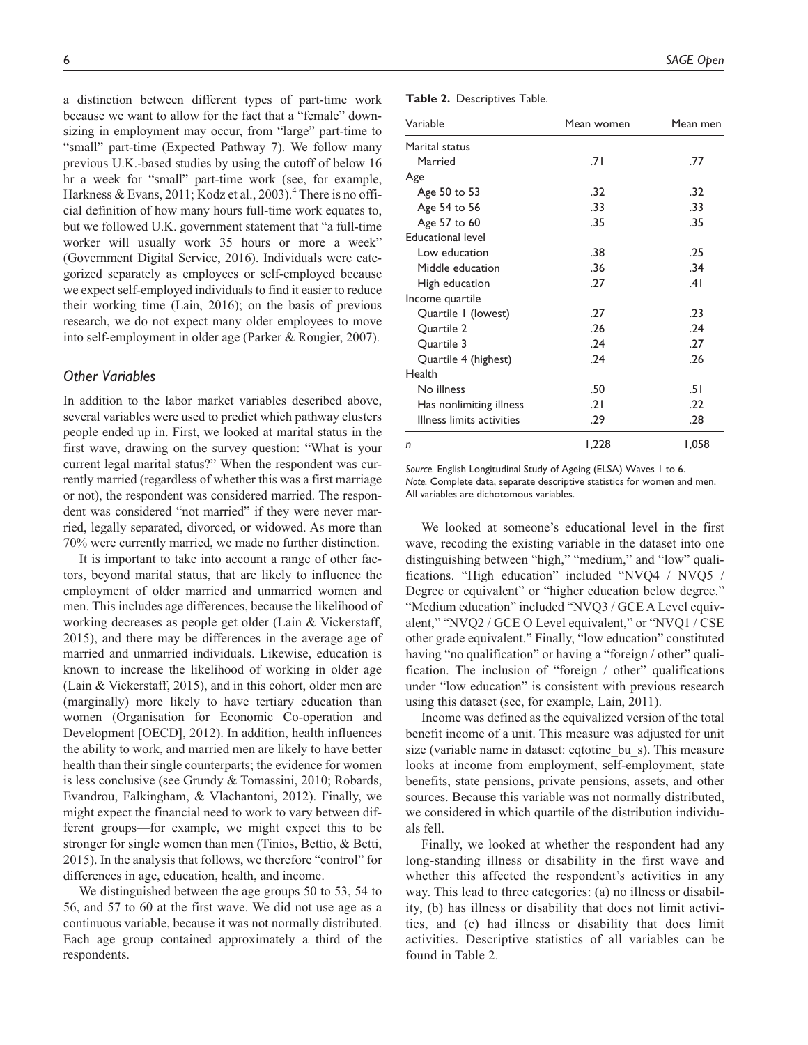a distinction between different types of part-time work because we want to allow for the fact that a "female" downsizing in employment may occur, from "large" part-time to "small" part-time (Expected Pathway 7). We follow many previous U.K.-based studies by using the cutoff of below 16 hr a week for "small" part-time work (see, for example, Harkness & Evans, 2011; Kodz et al., 2003).[4] There is no official definition of how many hours full-time work equates to, but we followed U.K. government statement that "a full-time worker will usually work 35 hours or more a week" (Government Digital Service, 2016). Individuals were categorized separately as employees or self-employed because we expect self-employed individuals to find it easier to reduce their working time (Lain, 2016); on the basis of previous research, we do not expect many older employees to move into self-employment in older age (Parker & Rougier, 2007).

### *Other Variables*

In addition to the labor market variables described above, several variables were used to predict which pathway clusters people ended up in. First, we looked at marital status in the first wave, drawing on the survey question: "What is your current legal marital status?" When the respondent was currently married (regardless of whether this was a first marriage or not), the respondent was considered married. The respondent was considered "not married" if they were never married, legally separated, divorced, or widowed. As more than 70% were currently married, we made no further distinction.

It is important to take into account a range of other factors, beyond marital status, that are likely to influence the employment of older married and unmarried women and men. This includes age differences, because the likelihood of working decreases as people get older (Lain & Vickerstaff, 2015), and there may be differences in the average age of married and unmarried individuals. Likewise, education is known to increase the likelihood of working in older age (Lain & Vickerstaff, 2015), and in this cohort, older men are (marginally) more likely to have tertiary education than women (Organisation for Economic Co-operation and Development [OECD], 2012). In addition, health influences the ability to work, and married men are likely to have better health than their single counterparts; the evidence for women is less conclusive (see Grundy & Tomassini, 2010; Robards, Evandrou, Falkingham, & Vlachantoni, 2012). Finally, we might expect the financial need to work to vary between different groups—for example, we might expect this to be stronger for single women than men (Tinios, Bettio, & Betti, 2015). In the analysis that follows, we therefore "control" for differences in age, education, health, and income.

We distinguished between the age groups 50 to 53, 54 to 56, and 57 to 60 at the first wave. We did not use age as a continuous variable, because it was not normally distributed. Each age group contained approximately a third of the respondents.

**Table 2.** Descriptives Table.

| Variable | Mean women | Mean men |
|---|---|---|
| Marital status | | |
| Married | .71 | .77 |
| Age | | |
| Age 50 to 53 | .32 | .32 |
| Age 54 to 56 | .33 | .33 |
| Age 57 to 60 | .35 | .35 |
| Educational level | | |
| Low education | .38 | .25 |
| Middle education | .36 | .34 |
| High education | .27 | .41 |
| Income quartile | | |
| Quartile 1 (lowest) | .27 | .23 |
| Quartile 2 | .26 | .24 |
| Quartile 3 | .24 | .27 |
| Quartile 4 (highest) | .24 | .26 |
| Health | | |
| No illness | .50 | .51 |
| Has nonlimiting illness | .21 | .22 |
| Illness limits activities | .29 | .28 |
| *n* | 1,228 | 1,058 |

*Source.* English Longitudinal Study of Ageing (ELSA) Waves 1 to 6.
*Note.* Complete data, separate descriptive statistics for women and men. All variables are dichotomous variables.

We looked at someone's educational level in the first wave, recoding the existing variable in the dataset into one distinguishing between "high," "medium," and "low" qualifications. "High education" included "NVQ4 / NVQ5 / Degree or equivalent" or "higher education below degree." "Medium education" included "NVQ3 / GCE A Level equivalent," "NVQ2 / GCE O Level equivalent," or "NVQ1 / CSE other grade equivalent." Finally, "low education" constituted having "no qualification" or having a "foreign / other" qualification. The inclusion of "foreign / other" qualifications under "low education" is consistent with previous research using this dataset (see, for example, Lain, 2011).

Income was defined as the equivalized version of the total benefit income of a unit. This measure was adjusted for unit size (variable name in dataset: eqtotinc_bu_s). This measure looks at income from employment, self-employment, state benefits, state pensions, private pensions, assets, and other sources. Because this variable was not normally distributed, we considered in which quartile of the distribution individuals fell.

Finally, we looked at whether the respondent had any long-standing illness or disability in the first wave and whether this affected the respondent's activities in any way. This lead to three categories: (a) no illness or disability, (b) has illness or disability that does not limit activities, and (c) had illness or disability that does limit activities. Descriptive statistics of all variables can be found in Table 2.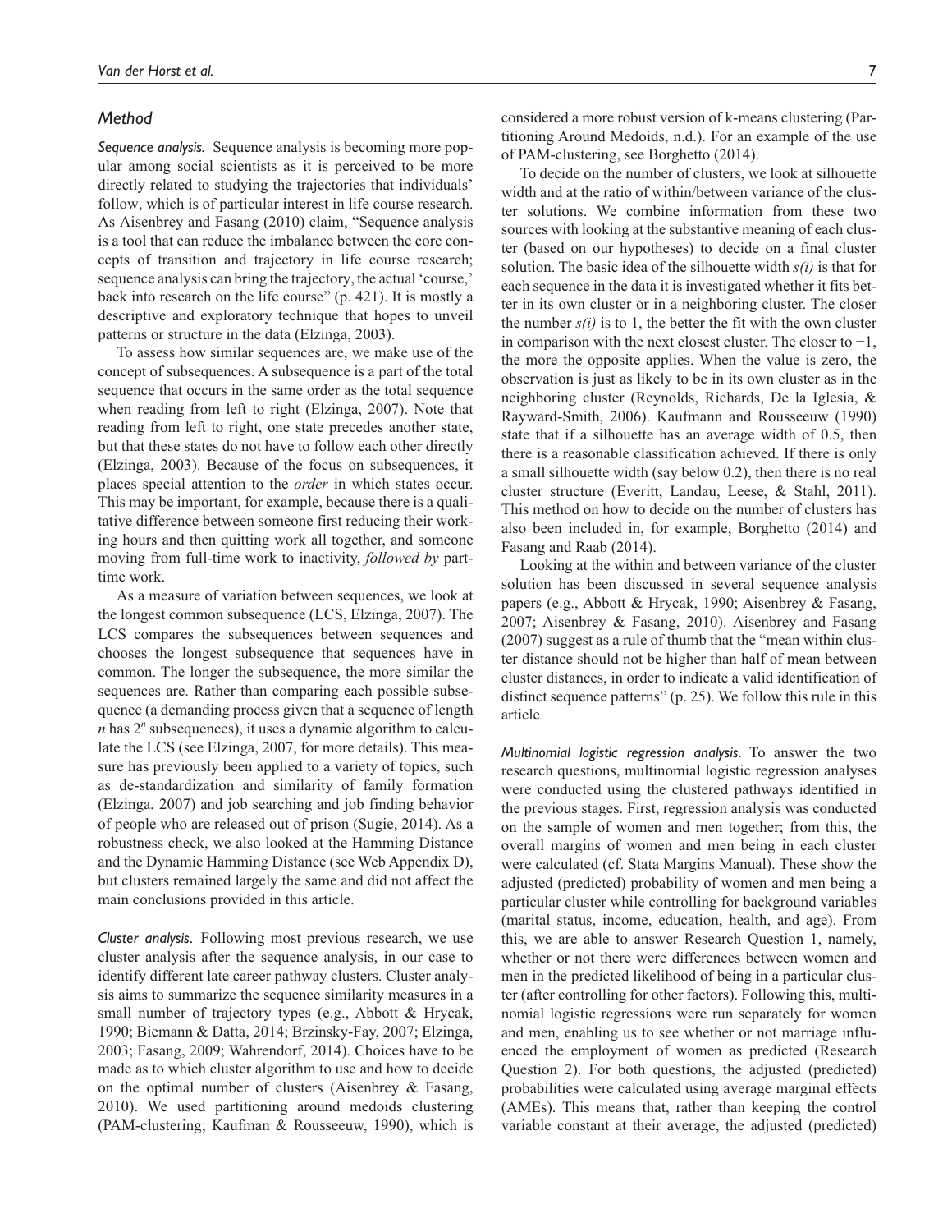### *Method*

*Sequence analysis.* Sequence analysis is becoming more popular among social scientists as it is perceived to be more directly related to studying the trajectories that individuals' follow, which is of particular interest in life course research. As Aisenbrey and Fasang (2010) claim, "Sequence analysis is a tool that can reduce the imbalance between the core concepts of transition and trajectory in life course research; sequence analysis can bring the trajectory, the actual 'course,' back into research on the life course" (p. 421). It is mostly a descriptive and exploratory technique that hopes to unveil patterns or structure in the data (Elzinga, 2003).

To assess how similar sequences are, we make use of the concept of subsequences. A subsequence is a part of the total sequence that occurs in the same order as the total sequence when reading from left to right (Elzinga, 2007). Note that reading from left to right, one state precedes another state, but that these states do not have to follow each other directly (Elzinga, 2003). Because of the focus on subsequences, it places special attention to the *order* in which states occur. This may be important, for example, because there is a qualitative difference between someone first reducing their working hours and then quitting work all together, and someone moving from full-time work to inactivity, *followed by* part-time work.

As a measure of variation between sequences, we look at the longest common subsequence (LCS, Elzinga, 2007). The LCS compares the subsequences between sequences and chooses the longest subsequence that sequences have in common. The longer the subsequence, the more similar the sequences are. Rather than comparing each possible subsequence (a demanding process given that a sequence of length $n$ has $2^n$ subsequences), it uses a dynamic algorithm to calculate the LCS (see Elzinga, 2007, for more details). This measure has previously been applied to a variety of topics, such as de-standardization and similarity of family formation (Elzinga, 2007) and job searching and job finding behavior of people who are released out of prison (Sugie, 2014). As a robustness check, we also looked at the Hamming Distance and the Dynamic Hamming Distance (see Web Appendix D), but clusters remained largely the same and did not affect the main conclusions provided in this article.

*Cluster analysis*. Following most previous research, we use cluster analysis after the sequence analysis, in our case to identify different late career pathway clusters. Cluster analysis aims to summarize the sequence similarity measures in a small number of trajectory types (e.g., Abbott & Hrycak, 1990; Biemann & Datta, 2014; Brzinsky-Fay, 2007; Elzinga, 2003; Fasang, 2009; Wahrendorf, 2014). Choices have to be made as to which cluster algorithm to use and how to decide on the optimal number of clusters (Aisenbrey & Fasang, 2010). We used partitioning around medoids clustering (PAM-clustering; Kaufman & Rousseeuw, 1990), which is considered a more robust version of k-means clustering (Partitioning Around Medoids, n.d.). For an example of the use of PAM-clustering, see Borghetto (2014).

To decide on the number of clusters, we look at silhouette width and at the ratio of within/between variance of the cluster solutions. We combine information from these two sources with looking at the substantive meaning of each cluster (based on our hypotheses) to decide on a final cluster solution. The basic idea of the silhouette width $s(i)$ is that for each sequence in the data it is investigated whether it fits better in its own cluster or in a neighboring cluster. The closer the number $s(i)$ is to 1, the better the fit with the own cluster in comparison with the next closest cluster. The closer to −1, the more the opposite applies. When the value is zero, the observation is just as likely to be in its own cluster as in the neighboring cluster (Reynolds, Richards, De la Iglesia, & Rayward-Smith, 2006). Kaufmann and Rousseeuw (1990) state that if a silhouette has an average width of 0.5, then there is a reasonable classification achieved. If there is only a small silhouette width (say below 0.2), then there is no real cluster structure (Everitt, Landau, Leese, & Stahl, 2011). This method on how to decide on the number of clusters has also been included in, for example, Borghetto (2014) and Fasang and Raab (2014).

Looking at the within and between variance of the cluster solution has been discussed in several sequence analysis papers (e.g., Abbott & Hrycak, 1990; Aisenbrey & Fasang, 2007; Aisenbrey & Fasang, 2010). Aisenbrey and Fasang (2007) suggest as a rule of thumb that the "mean within cluster distance should not be higher than half of mean between cluster distances, in order to indicate a valid identification of distinct sequence patterns" (p. 25). We follow this rule in this article.

*Multinomial logistic regression analysis*. To answer the two research questions, multinomial logistic regression analyses were conducted using the clustered pathways identified in the previous stages. First, regression analysis was conducted on the sample of women and men together; from this, the overall margins of women and men being in each cluster were calculated (cf. Stata Margins Manual). These show the adjusted (predicted) probability of women and men being a particular cluster while controlling for background variables (marital status, income, education, health, and age). From this, we are able to answer Research Question 1, namely, whether or not there were differences between women and men in the predicted likelihood of being in a particular cluster (after controlling for other factors). Following this, multinomial logistic regressions were run separately for women and men, enabling us to see whether or not marriage influenced the employment of women as predicted (Research Question 2). For both questions, the adjusted (predicted) probabilities were calculated using average marginal effects (AMEs). This means that, rather than keeping the control variable constant at their average, the adjusted (predicted)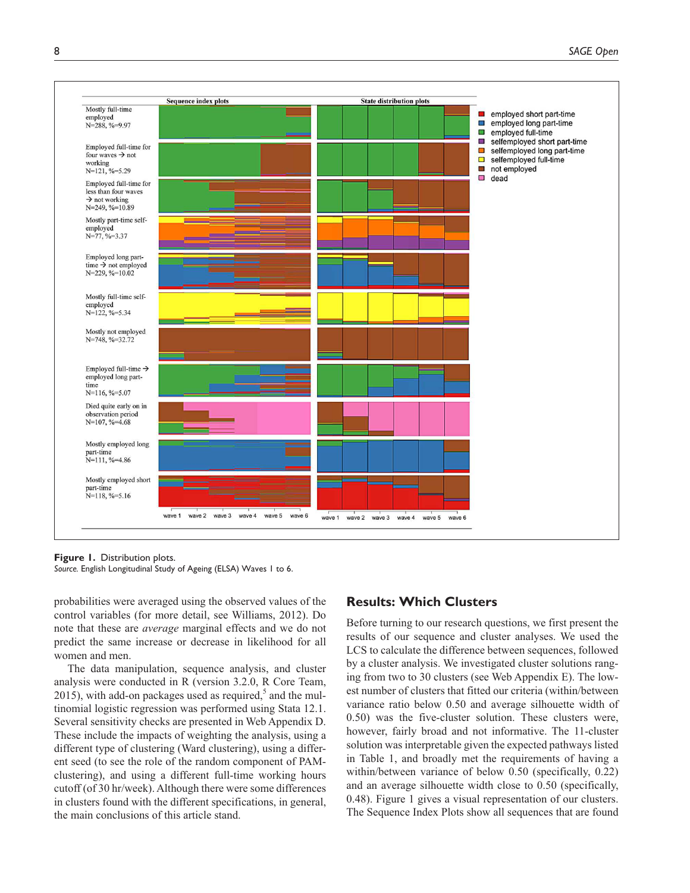**Figure 1.** Distribution plots.
*Source.* English Longitudinal Study of Ageing (ELSA) Waves 1 to 6.

probabilities were averaged using the observed values of the control variables (for more detail, see Williams, 2012). Do note that these are *average* marginal effects and we do not predict the same increase or decrease in likelihood for all women and men.

The data manipulation, sequence analysis, and cluster analysis were conducted in R (version 3.2.0, R Core Team, 2015), with add-on packages used as required,[5] and the multinomial logistic regression was performed using Stata 12.1. Several sensitivity checks are presented in Web Appendix D. These include the impacts of weighting the analysis, using a different type of clustering (Ward clustering), using a different seed (to see the role of the random component of PAM-clustering), and using a different full-time working hours cutoff (of 30 hr/week). Although there were some differences in clusters found with the different specifications, in general, the main conclusions of this article stand.

## Results: Which Clusters

Before turning to our research questions, we first present the results of our sequence and cluster analyses. We used the LCS to calculate the difference between sequences, followed by a cluster analysis. We investigated cluster solutions ranging from two to 30 clusters (see Web Appendix E). The lowest number of clusters that fitted our criteria (within/between variance ratio below 0.50 and average silhouette width of 0.50) was the five-cluster solution. These clusters were, however, fairly broad and not informative. The 11-cluster solution was interpretable given the expected pathways listed in Table 1, and broadly met the requirements of having a within/between variance of below 0.50 (specifically, 0.22) and an average silhouette width close to 0.50 (specifically, 0.48). Figure 1 gives a visual representation of our clusters. The Sequence Index Plots show all sequences that are found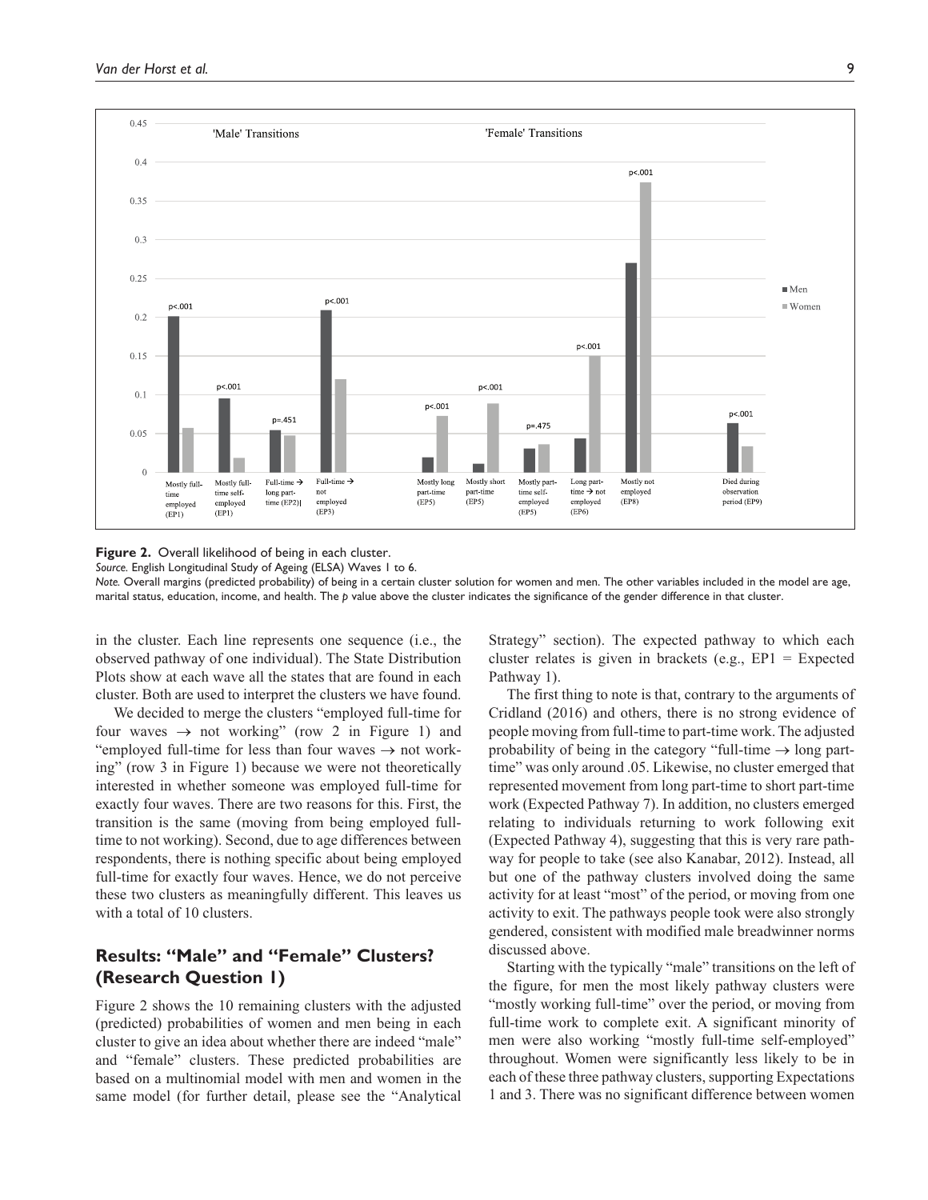**Figure 2.** Overall likelihood of being in each cluster.

*Source.* English Longitudinal Study of Ageing (ELSA) Waves 1 to 6.

*Note.* Overall margins (predicted probability) of being in a certain cluster solution for women and men. The other variables included in the model are age, marital status, education, income, and health. The *p* value above the cluster indicates the significance of the gender difference in that cluster.

in the cluster. Each line represents one sequence (i.e., the observed pathway of one individual). The State Distribution Plots show at each wave all the states that are found in each cluster. Both are used to interpret the clusters we have found.

We decided to merge the clusters "employed full-time for four waves → not working" (row 2 in Figure 1) and "employed full-time for less than four waves → not working" (row 3 in Figure 1) because we were not theoretically interested in whether someone was employed full-time for exactly four waves. There are two reasons for this. First, the transition is the same (moving from being employed full-time to not working). Second, due to age differences between respondents, there is nothing specific about being employed full-time for exactly four waves. Hence, we do not perceive these two clusters as meaningfully different. This leaves us with a total of 10 clusters.

## Results: "Male" and "Female" Clusters? (Research Question 1)

Figure 2 shows the 10 remaining clusters with the adjusted (predicted) probabilities of women and men being in each cluster to give an idea about whether there are indeed "male" and "female" clusters. These predicted probabilities are based on a multinomial model with men and women in the same model (for further detail, please see the "Analytical Strategy" section). The expected pathway to which each cluster relates is given in brackets (e.g., EP1 = Expected Pathway 1).

The first thing to note is that, contrary to the arguments of Cridland (2016) and others, there is no strong evidence of people moving from full-time to part-time work. The adjusted probability of being in the category "full-time → long part-time" was only around .05. Likewise, no cluster emerged that represented movement from long part-time to short part-time work (Expected Pathway 7). In addition, no clusters emerged relating to individuals returning to work following exit (Expected Pathway 4), suggesting that this is very rare pathway for people to take (see also Kanabar, 2012). Instead, all but one of the pathway clusters involved doing the same activity for at least "most" of the period, or moving from one activity to exit. The pathways people took were also strongly gendered, consistent with modified male breadwinner norms discussed above.

Starting with the typically "male" transitions on the left of the figure, for men the most likely pathway clusters were "mostly working full-time" over the period, or moving from full-time work to complete exit. A significant minority of men were also working "mostly full-time self-employed" throughout. Women were significantly less likely to be in each of these three pathway clusters, supporting Expectations 1 and 3. There was no significant difference between women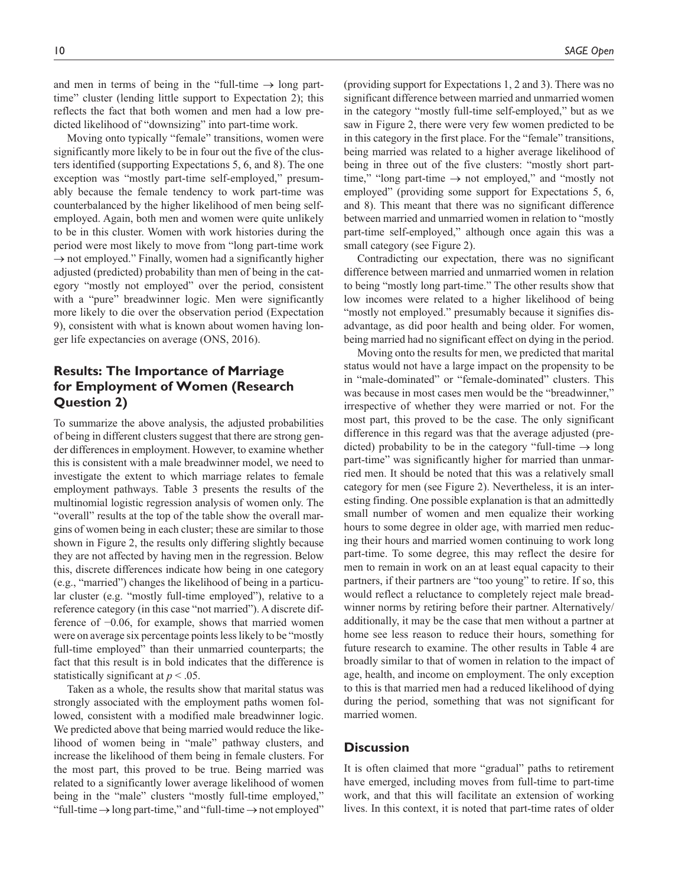and men in terms of being in the "full-time → long part-time" cluster (lending little support to Expectation 2); this reflects the fact that both women and men had a low predicted likelihood of "downsizing" into part-time work.

Moving onto typically "female" transitions, women were significantly more likely to be in four out the five of the clusters identified (supporting Expectations 5, 6, and 8). The one exception was "mostly part-time self-employed," presumably because the female tendency to work part-time was counterbalanced by the higher likelihood of men being self-employed. Again, both men and women were quite unlikely to be in this cluster. Women with work histories during the period were most likely to move from "long part-time work → not employed." Finally, women had a significantly higher adjusted (predicted) probability than men of being in the category "mostly not employed" over the period, consistent with a "pure" breadwinner logic. Men were significantly more likely to die over the observation period (Expectation 9), consistent with what is known about women having longer life expectancies on average (ONS, 2016).

## Results: The Importance of Marriage for Employment of Women (Research Question 2)

To summarize the above analysis, the adjusted probabilities of being in different clusters suggest that there are strong gender differences in employment. However, to examine whether this is consistent with a male breadwinner model, we need to investigate the extent to which marriage relates to female employment pathways. Table 3 presents the results of the multinomial logistic regression analysis of women only. The "overall" results at the top of the table show the overall margins of women being in each cluster; these are similar to those shown in Figure 2, the results only differing slightly because they are not affected by having men in the regression. Below this, discrete differences indicate how being in one category (e.g., "married") changes the likelihood of being in a particular cluster (e.g. "mostly full-time employed"), relative to a reference category (in this case "not married"). A discrete difference of −0.06, for example, shows that married women were on average six percentage points less likely to be "mostly full-time employed" than their unmarried counterparts; the fact that this result is in bold indicates that the difference is statistically significant at $p < .05$.

Taken as a whole, the results show that marital status was strongly associated with the employment paths women followed, consistent with a modified male breadwinner logic. We predicted above that being married would reduce the likelihood of women being in "male" pathway clusters, and increase the likelihood of them being in female clusters. For the most part, this proved to be true. Being married was related to a significantly lower average likelihood of women being in the "male" clusters "mostly full-time employed," "full-time → long part-time," and "full-time → not employed" (providing support for Expectations 1, 2 and 3). There was no significant difference between married and unmarried women in the category "mostly full-time self-employed," but as we saw in Figure 2, there were very few women predicted to be in this category in the first place. For the "female" transitions, being married was related to a higher average likelihood of being in three out of the five clusters: "mostly short part-time," "long part-time → not employed," and "mostly not employed" (providing some support for Expectations 5, 6, and 8). This meant that there was no significant difference between married and unmarried women in relation to "mostly part-time self-employed," although once again this was a small category (see Figure 2).

Contradicting our expectation, there was no significant difference between married and unmarried women in relation to being "mostly long part-time." The other results show that low incomes were related to a higher likelihood of being "mostly not employed." presumably because it signifies disadvantage, as did poor health and being older. For women, being married had no significant effect on dying in the period.

Moving onto the results for men, we predicted that marital status would not have a large impact on the propensity to be in "male-dominated" or "female-dominated" clusters. This was because in most cases men would be the "breadwinner," irrespective of whether they were married or not. For the most part, this proved to be the case. The only significant difference in this regard was that the average adjusted (predicted) probability to be in the category "full-time → long part-time" was significantly higher for married than unmarried men. It should be noted that this was a relatively small category for men (see Figure 2). Nevertheless, it is an interesting finding. One possible explanation is that an admittedly small number of women and men equalize their working hours to some degree in older age, with married men reducing their hours and married women continuing to work long part-time. To some degree, this may reflect the desire for men to remain in work on an at least equal capacity to their partners, if their partners are "too young" to retire. If so, this would reflect a reluctance to completely reject male breadwinner norms by retiring before their partner. Alternatively/additionally, it may be the case that men without a partner at home see less reason to reduce their hours, something for future research to examine. The other results in Table 4 are broadly similar to that of women in relation to the impact of age, health, and income on employment. The only exception to this is that married men had a reduced likelihood of dying during the period, something that was not significant for married women.

## Discussion

It is often claimed that more "gradual" paths to retirement have emerged, including moves from full-time to part-time work, and that this will facilitate an extension of working lives. In this context, it is noted that part-time rates of older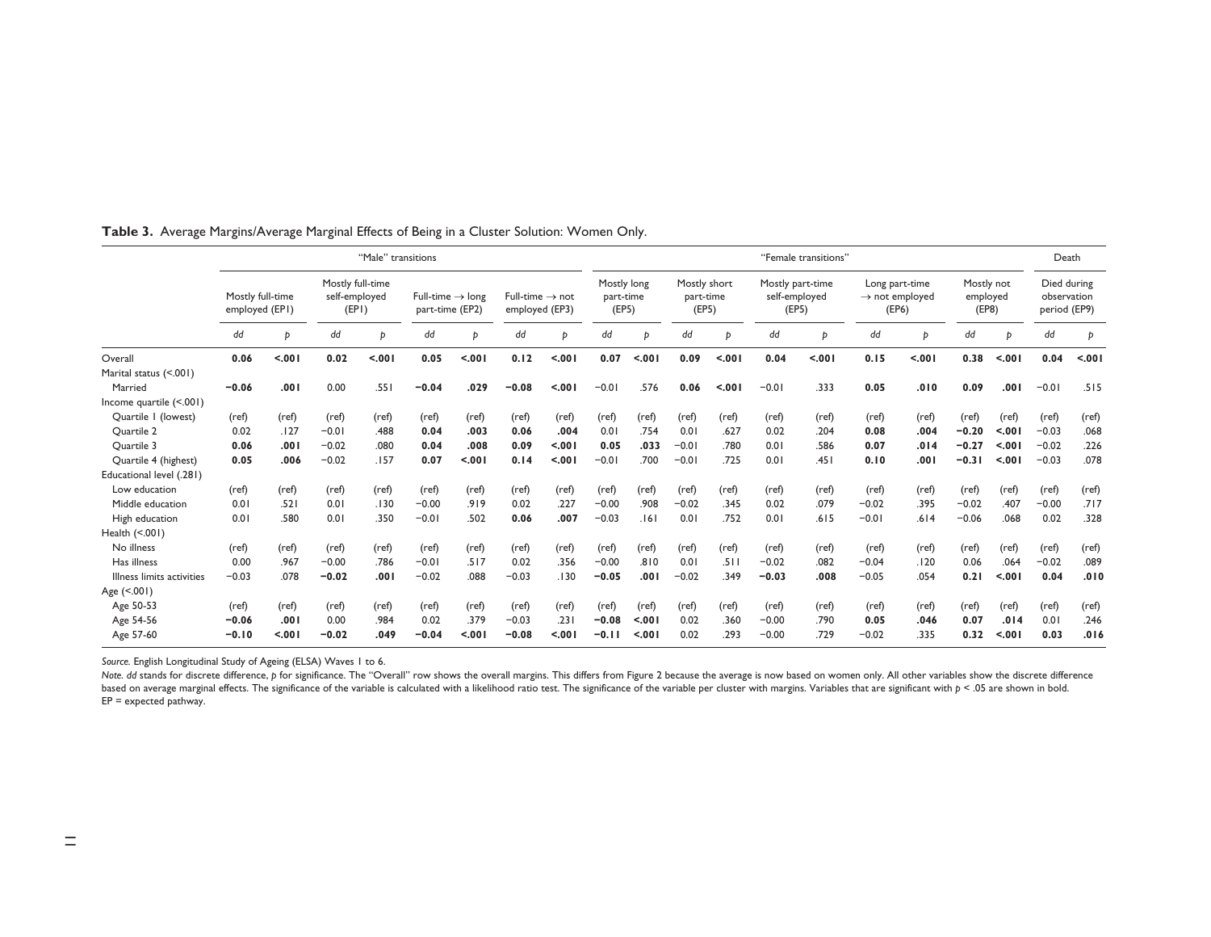**Table 3.** Average Margins/Average Marginal Effects of Being in a Cluster Solution: Women Only.

| | "Male" transitions | | | | | | | | "Female transitions" | | | | | | | | | | Death | |
|---|---|---|---|---|---|---|---|---|---|---|---|---|---|---|---|---|---|---|---|---|
| | Mostly full-time employed (EP1) | | Mostly full-time self-employed (EP1) | | Full-time → long part-time (EP2) | | Full-time → not employed (EP3) | | Mostly long part-time (EP5) | | Mostly short part-time (EP5) | | Mostly part-time self-employed (EP5) | | Long part-time → not employed (EP6) | | Mostly not employed (EP8) | | Died during observation period (EP9) | |
| | *dd* | *p* | *dd* | *p* | *dd* | *p* | *dd* | *p* | *dd* | *p* | *dd* | *p* | *dd* | *p* | *dd* | *p* | *dd* | *p* | *dd* | *p* |
| Overall | **0.06** | **<.001** | **0.02** | **<.001** | **0.05** | **<.001** | **0.12** | **<.001** | **0.07** | **<.001** | **0.09** | **<.001** | **0.04** | **<.001** | **0.15** | **<.001** | **0.38** | **<.001** | **0.04** | **<.001** |
| Marital status (<.001) | | | | | | | | | | | | | | | | | | | | |
| Married | **−0.06** | **.001** | 0.00 | .551 | **−0.04** | **.029** | **−0.08** | **<.001** | −0.01 | .576 | **0.06** | **<.001** | −0.01 | .333 | **0.05** | **.010** | **0.09** | **.001** | −0.01 | .515 |
| Income quartile (<.001) | | | | | | | | | | | | | | | | | | | | |
| Quartile 1 (lowest) | (ref) | (ref) | (ref) | (ref) | (ref) | (ref) | (ref) | (ref) | (ref) | (ref) | (ref) | (ref) | (ref) | (ref) | (ref) | (ref) | (ref) | (ref) | (ref) | (ref) |
| Quartile 2 | 0.02 | .127 | −0.01 | .488 | **0.04** | **.003** | **0.06** | **.004** | 0.01 | .754 | 0.01 | .627 | 0.02 | .204 | **0.08** | **.004** | **−0.20** | **<.001** | −0.03 | .068 |
| Quartile 3 | **0.06** | **.001** | −0.02 | .080 | **0.04** | **.008** | **0.09** | **<.001** | **0.05** | **.033** | −0.01 | .780 | 0.01 | .586 | **0.07** | **.014** | **−0.27** | **<.001** | −0.02 | .226 |
| Quartile 4 (highest) | **0.05** | **.006** | −0.02 | .157 | **0.07** | **<.001** | **0.14** | **<.001** | −0.01 | .700 | −0.01 | .725 | 0.01 | .451 | **0.10** | **.001** | **−0.31** | **<.001** | −0.03 | .078 |
| Educational level (.281) | | | | | | | | | | | | | | | | | | | | |
| Low education | (ref) | (ref) | (ref) | (ref) | (ref) | (ref) | (ref) | (ref) | (ref) | (ref) | (ref) | (ref) | (ref) | (ref) | (ref) | (ref) | (ref) | (ref) | (ref) | (ref) |
| Middle education | 0.01 | .521 | 0.01 | .130 | −0.00 | .919 | 0.02 | .227 | −0.00 | .908 | −0.02 | .345 | 0.02 | .079 | −0.02 | .395 | −0.02 | .407 | −0.00 | .717 |
| High education | 0.01 | .580 | 0.01 | .350 | −0.01 | .502 | **0.06** | **.007** | −0.03 | .161 | 0.01 | .752 | 0.01 | .615 | −0.01 | .614 | −0.06 | .068 | 0.02 | .328 |
| Health (<.001) | | | | | | | | | | | | | | | | | | | | |
| No illness | (ref) | (ref) | (ref) | (ref) | (ref) | (ref) | (ref) | (ref) | (ref) | (ref) | (ref) | (ref) | (ref) | (ref) | (ref) | (ref) | (ref) | (ref) | (ref) | (ref) |
| Has illness | 0.00 | .967 | −0.00 | .786 | −0.01 | .517 | 0.02 | .356 | −0.00 | .810 | 0.01 | .511 | −0.02 | .082 | −0.04 | .120 | 0.06 | .064 | −0.02 | .089 |
| Illness limits activities | −0.03 | .078 | **−0.02** | **.001** | −0.02 | .088 | −0.03 | .130 | **−0.05** | **.001** | −0.02 | .349 | **−0.03** | **.008** | −0.05 | .054 | **0.21** | **<.001** | **0.04** | **.010** |
| Age (<.001) | | | | | | | | | | | | | | | | | | | | |
| Age 50-53 | (ref) | (ref) | (ref) | (ref) | (ref) | (ref) | (ref) | (ref) | (ref) | (ref) | (ref) | (ref) | (ref) | (ref) | (ref) | (ref) | (ref) | (ref) | (ref) | (ref) |
| Age 54-56 | **−0.06** | **.001** | 0.00 | .984 | 0.02 | .379 | −0.03 | .231 | **−0.08** | **<.001** | 0.02 | .360 | −0.00 | .790 | **0.05** | **.046** | **0.07** | **.014** | 0.01 | .246 |
| Age 57-60 | **−0.10** | **<.001** | **−0.02** | **.049** | **−0.04** | **<.001** | **−0.08** | **<.001** | **−0.11** | **<.001** | 0.02 | .293 | −0.00 | .729 | −0.02 | .335 | **0.32** | **<.001** | **0.03** | **.016** |

*Source.* English Longitudinal Study of Ageing (ELSA) Waves 1 to 6.

*Note. dd* stands for discrete difference, *p* for significance. The "Overall" row shows the overall margins. This differs from Figure 2 because the average is now based on women only. All other variables show the discrete difference based on average marginal effects. The significance of the variable is calculated with a likelihood ratio test. The significance of the variable per cluster with margins. Variables that are significant with $p < .05$ are shown in bold. EP = expected pathway.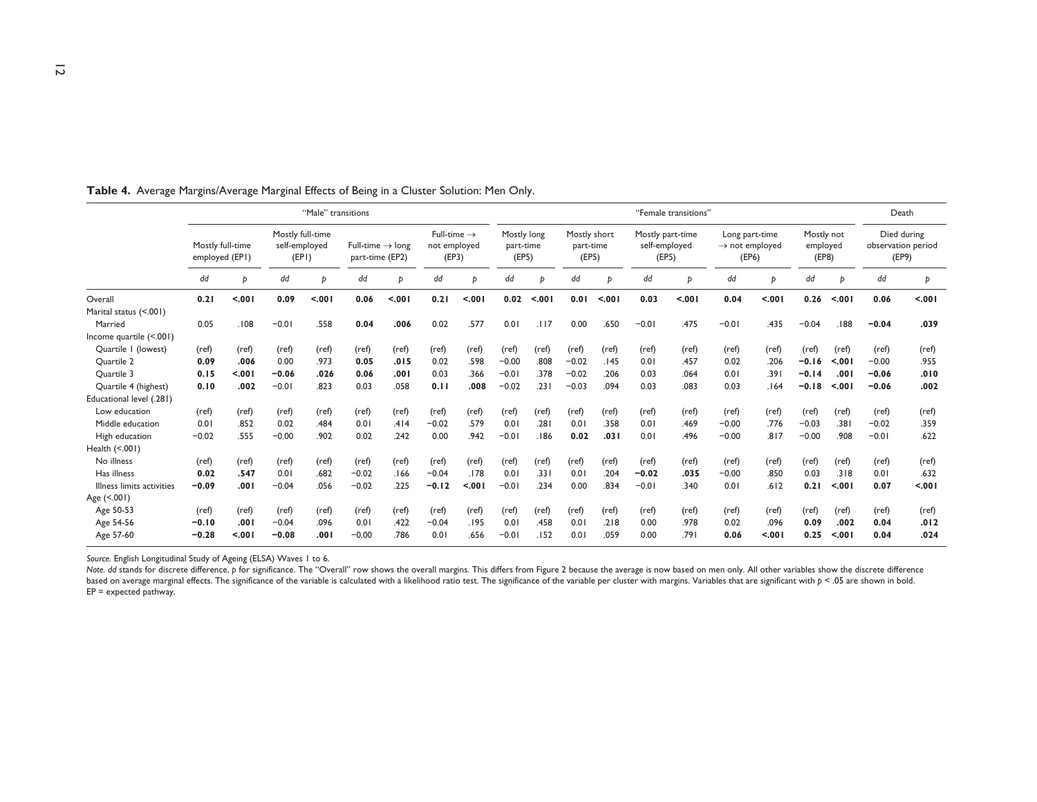**Table 4.** Average Margins/Average Marginal Effects of Being in a Cluster Solution: Men Only.

| | "Male" transitions | | | | | | | | "Female transitions" | | | | | | | | | | Death | |
|---|---|---|---|---|---|---|---|---|---|---|---|---|---|---|---|---|---|---|---|---|
| | Mostly full-time employed (EP1) | | Mostly full-time self-employed (EP1) | | Full-time → long part-time (EP2) | | Full-time → not employed (EP3) | | Mostly long part-time (EP5) | | Mostly short part-time (EP5) | | Mostly part-time self-employed (EP5) | | Long part-time → not employed (EP6) | | Mostly not employed (EP8) | | Died during observation period (EP9) | |
| | *dd* | *p* | *dd* | *p* | *dd* | *p* | *dd* | *p* | *dd* | *p* | *dd* | *p* | *dd* | *p* | *dd* | *p* | *dd* | *p* | *dd* | *p* |
| Overall | **0.21** | **<.001** | **0.09** | **<.001** | **0.06** | **<.001** | **0.21** | **<.001** | **0.02** | **<.001** | **0.01** | **<.001** | **0.03** | **<.001** | **0.04** | **<.001** | **0.26** | **<.001** | **0.06** | **<.001** |
| Marital status (<.001) | | | | | | | | | | | | | | | | | | | | |
| Married | 0.05 | .108 | −0.01 | .558 | **0.04** | **.006** | 0.02 | .577 | 0.01 | .117 | 0.00 | .650 | −0.01 | .475 | −0.01 | .435 | −0.04 | .188 | **−0.04** | **.039** |
| Income quartile (<.001) | | | | | | | | | | | | | | | | | | | | |
| Quartile 1 (lowest) | (ref) | (ref) | (ref) | (ref) | (ref) | (ref) | (ref) | (ref) | (ref) | (ref) | (ref) | (ref) | (ref) | (ref) | (ref) | (ref) | (ref) | (ref) | (ref) | (ref) |
| Quartile 2 | **0.09** | **.006** | 0.00 | .973 | **0.05** | **.015** | 0.02 | .598 | −0.00 | .808 | −0.02 | .145 | 0.01 | .457 | 0.02 | .206 | **−0.16** | **<.001** | −0.00 | .955 |
| Quartile 3 | **0.15** | **<.001** | **−0.06** | **.026** | **0.06** | **.001** | 0.03 | .366 | −0.01 | .378 | −0.02 | .206 | 0.03 | .064 | 0.01 | .391 | **−0.14** | **.001** | **−0.06** | **.010** |
| Quartile 4 (highest) | **0.10** | **.002** | −0.01 | .823 | 0.03 | .058 | **0.11** | **.008** | −0.02 | .231 | −0.03 | .094 | 0.03 | .083 | 0.03 | .164 | **−0.18** | **<.001** | **−0.06** | **.002** |
| Educational level (.281) | | | | | | | | | | | | | | | | | | | | |
| Low education | (ref) | (ref) | (ref) | (ref) | (ref) | (ref) | (ref) | (ref) | (ref) | (ref) | (ref) | (ref) | (ref) | (ref) | (ref) | (ref) | (ref) | (ref) | (ref) | (ref) |
| Middle education | 0.01 | .852 | 0.02 | .484 | 0.01 | .414 | −0.02 | .579 | 0.01 | .281 | 0.01 | .358 | 0.01 | .469 | −0.00 | .776 | −0.03 | .381 | −0.02 | .359 |
| High education | −0.02 | .555 | −0.00 | .902 | 0.02 | .242 | 0.00 | .942 | −0.01 | .186 | **0.02** | **.031** | 0.01 | .496 | −0.00 | .817 | −0.00 | .908 | −0.01 | .622 |
| Health (<.001) | | | | | | | | | | | | | | | | | | | | |
| No illness | (ref) | (ref) | (ref) | (ref) | (ref) | (ref) | (ref) | (ref) | (ref) | (ref) | (ref) | (ref) | (ref) | (ref) | (ref) | (ref) | (ref) | (ref) | (ref) | (ref) |
| Has illness | **0.02** | **.547** | 0.01 | .682 | −0.02 | .166 | −0.04 | .178 | 0.01 | .331 | 0.01 | .204 | **−0.02** | **.035** | −0.00 | .850 | 0.03 | .318 | 0.01 | .632 |
| Illness limits activities | **−0.09** | **.001** | −0.04 | .056 | −0.02 | .225 | **−0.12** | **<.001** | −0.01 | .234 | 0.00 | .834 | −0.01 | .340 | 0.01 | .612 | **0.21** | **<.001** | **0.07** | **<.001** |
| Age (<.001) | | | | | | | | | | | | | | | | | | | | |
| Age 50-53 | (ref) | (ref) | (ref) | (ref) | (ref) | (ref) | (ref) | (ref) | (ref) | (ref) | (ref) | (ref) | (ref) | (ref) | (ref) | (ref) | (ref) | (ref) | (ref) | (ref) |
| Age 54-56 | **−0.10** | **.001** | −0.04 | .096 | 0.01 | .422 | −0.04 | .195 | 0.01 | .458 | 0.01 | .218 | 0.00 | .978 | 0.02 | .096 | **0.09** | **.002** | **0.04** | **.012** |
| Age 57-60 | **−0.28** | **<.001** | **−0.08** | **.001** | −0.00 | .786 | 0.01 | .656 | −0.01 | .152 | 0.01 | .059 | 0.00 | .791 | **0.06** | **<.001** | **0.25** | **<.001** | **0.04** | **.024** |

*Source.* English Longitudinal Study of Ageing (ELSA) Waves 1 to 6.

*Note. dd* stands for discrete difference, *p* for significance. The "Overall" row shows the overall margins. This differs from Figure 2 because the average is now based on men only. All other variables show the discrete difference based on average marginal effects. The significance of the variable is calculated with a likelihood ratio test. The significance of the variable per cluster with margins. Variables that are significant with $p < .05$ are shown in bold. EP = expected pathway.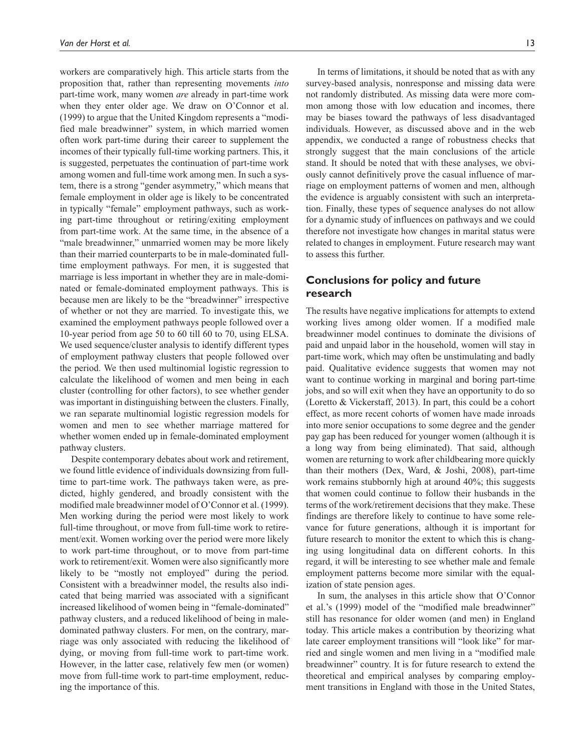workers are comparatively high. This article starts from the proposition that, rather than representing movements *into* part-time work, many women *are* already in part-time work when they enter older age. We draw on O'Connor et al. (1999) to argue that the United Kingdom represents a "modified male breadwinner" system, in which married women often work part-time during their career to supplement the incomes of their typically full-time working partners. This, it is suggested, perpetuates the continuation of part-time work among women and full-time work among men. In such a system, there is a strong "gender asymmetry," which means that female employment in older age is likely to be concentrated in typically "female" employment pathways, such as working part-time throughout or retiring/exiting employment from part-time work. At the same time, in the absence of a "male breadwinner," unmarried women may be more likely than their married counterparts to be in male-dominated full-time employment pathways. For men, it is suggested that marriage is less important in whether they are in male-dominated or female-dominated employment pathways. This is because men are likely to be the "breadwinner" irrespective of whether or not they are married. To investigate this, we examined the employment pathways people followed over a 10-year period from age 50 to 60 till 60 to 70, using ELSA. We used sequence/cluster analysis to identify different types of employment pathway clusters that people followed over the period. We then used multinomial logistic regression to calculate the likelihood of women and men being in each cluster (controlling for other factors), to see whether gender was important in distinguishing between the clusters. Finally, we ran separate multinomial logistic regression models for women and men to see whether marriage mattered for whether women ended up in female-dominated employment pathway clusters.

Despite contemporary debates about work and retirement, we found little evidence of individuals downsizing from full-time to part-time work. The pathways taken were, as predicted, highly gendered, and broadly consistent with the modified male breadwinner model of O'Connor et al. (1999). Men working during the period were most likely to work full-time throughout, or move from full-time work to retirement/exit. Women working over the period were more likely to work part-time throughout, or to move from part-time work to retirement/exit. Women were also significantly more likely to be "mostly not employed" during the period. Consistent with a breadwinner model, the results also indicated that being married was associated with a significant increased likelihood of women being in "female-dominated" pathway clusters, and a reduced likelihood of being in male-dominated pathway clusters. For men, on the contrary, marriage was only associated with reducing the likelihood of dying, or moving from full-time work to part-time work. However, in the latter case, relatively few men (or women) move from full-time work to part-time employment, reducing the importance of this.

In terms of limitations, it should be noted that as with any survey-based analysis, nonresponse and missing data were not randomly distributed. As missing data were more common among those with low education and incomes, there may be biases toward the pathways of less disadvantaged individuals. However, as discussed above and in the web appendix, we conducted a range of robustness checks that strongly suggest that the main conclusions of the article stand. It should be noted that with these analyses, we obviously cannot definitively prove the casual influence of marriage on employment patterns of women and men, although the evidence is arguably consistent with such an interpretation. Finally, these types of sequence analyses do not allow for a dynamic study of influences on pathways and we could therefore not investigate how changes in marital status were related to changes in employment. Future research may want to assess this further.

## Conclusions for policy and future research

The results have negative implications for attempts to extend working lives among older women. If a modified male breadwinner model continues to dominate the divisions of paid and unpaid labor in the household, women will stay in part-time work, which may often be unstimulating and badly paid. Qualitative evidence suggests that women may not want to continue working in marginal and boring part-time jobs, and so will exit when they have an opportunity to do so (Loretto & Vickerstaff, 2013). In part, this could be a cohort effect, as more recent cohorts of women have made inroads into more senior occupations to some degree and the gender pay gap has been reduced for younger women (although it is a long way from being eliminated). That said, although women are returning to work after childbearing more quickly than their mothers (Dex, Ward, & Joshi, 2008), part-time work remains stubbornly high at around 40%; this suggests that women could continue to follow their husbands in the terms of the work/retirement decisions that they make. These findings are therefore likely to continue to have some relevance for future generations, although it is important for future research to monitor the extent to which this is changing using longitudinal data on different cohorts. In this regard, it will be interesting to see whether male and female employment patterns become more similar with the equalization of state pension ages.

In sum, the analyses in this article show that O'Connor et al.'s (1999) model of the "modified male breadwinner" still has resonance for older women (and men) in England today. This article makes a contribution by theorizing what late career employment transitions will "look like" for married and single women and men living in a "modified male breadwinner" country. It is for future research to extend the theoretical and empirical analyses by comparing employment transitions in England with those in the United States,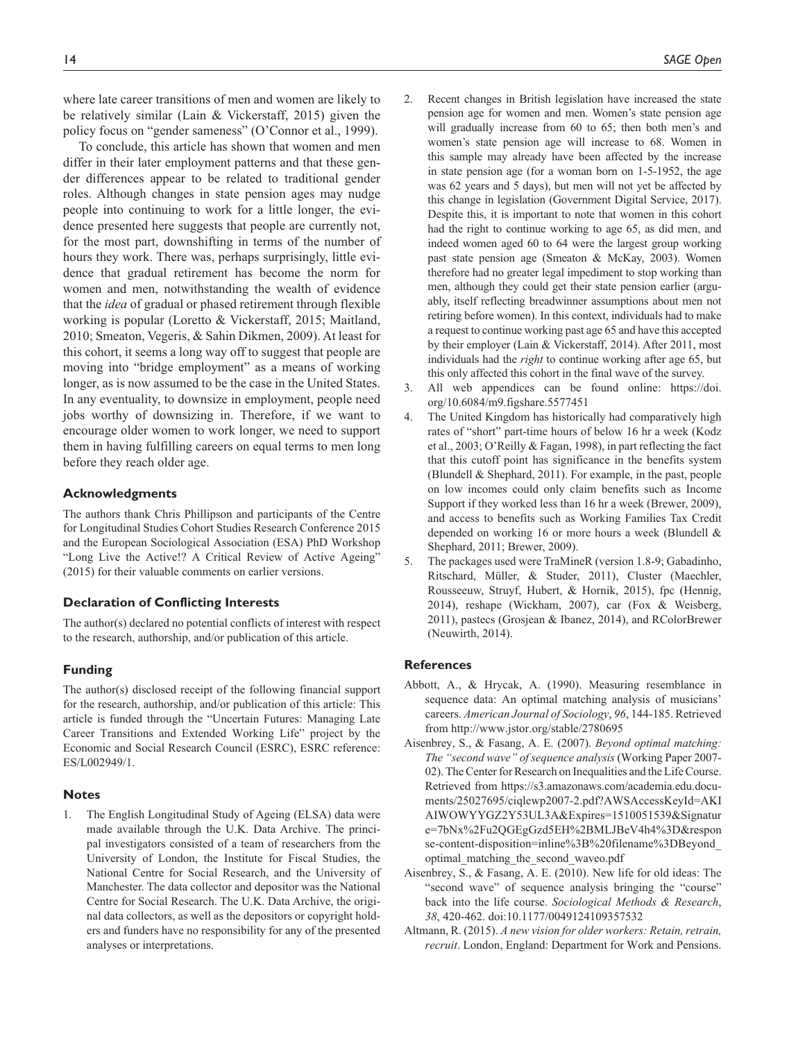where late career transitions of men and women are likely to be relatively similar (Lain & Vickerstaff, 2015) given the policy focus on "gender sameness" (O'Connor et al., 1999).

To conclude, this article has shown that women and men differ in their later employment patterns and that these gender differences appear to be related to traditional gender roles. Although changes in state pension ages may nudge people into continuing to work for a little longer, the evidence presented here suggests that people are currently not, for the most part, downshifting in terms of the number of hours they work. There was, perhaps surprisingly, little evidence that gradual retirement has become the norm for women and men, notwithstanding the wealth of evidence that the *idea* of gradual or phased retirement through flexible working is popular (Loretto & Vickerstaff, 2015; Maitland, 2010; Smeaton, Vegeris, & Sahin Dikmen, 2009). At least for this cohort, it seems a long way off to suggest that people are moving into "bridge employment" as a means of working longer, as is now assumed to be the case in the United States. In any eventuality, to downsize in employment, people need jobs worthy of downsizing in. Therefore, if we want to encourage older women to work longer, we need to support them in having fulfilling careers on equal terms to men long before they reach older age.

### Acknowledgments

The authors thank Chris Phillipson and participants of the Centre for Longitudinal Studies Cohort Studies Research Conference 2015 and the European Sociological Association (ESA) PhD Workshop "Long Live the Active!? A Critical Review of Active Ageing" (2015) for their valuable comments on earlier versions.

### Declaration of Conflicting Interests

The author(s) declared no potential conflicts of interest with respect to the research, authorship, and/or publication of this article.

### Funding

The author(s) disclosed receipt of the following financial support for the research, authorship, and/or publication of this article: This article is funded through the "Uncertain Futures: Managing Late Career Transitions and Extended Working Life" project by the Economic and Social Research Council (ESRC), ESRC reference: ES/L002949/1.

### Notes

1. The English Longitudinal Study of Ageing (ELSA) data were made available through the U.K. Data Archive. The principal investigators consisted of a team of researchers from the University of London, the Institute for Fiscal Studies, the National Centre for Social Research, and the University of Manchester. The data collector and depositor was the National Centre for Social Research. The U.K. Data Archive, the original data collectors, as well as the depositors or copyright holders and funders have no responsibility for any of the presented analyses or interpretations.
2. Recent changes in British legislation have increased the state pension age for women and men. Women's state pension age will gradually increase from 60 to 65; then both men's and women's state pension age will increase to 68. Women in this sample may already have been affected by the increase in state pension age (for a woman born on 1-5-1952, the age was 62 years and 5 days), but men will not yet be affected by this change in legislation (Government Digital Service, 2017). Despite this, it is important to note that women in this cohort had the right to continue working to age 65, as did men, and indeed women aged 60 to 64 were the largest group working past state pension age (Smeaton & McKay, 2003). Women therefore had no greater legal impediment to stop working than men, although they could get their state pension earlier (arguably, itself reflecting breadwinner assumptions about men not retiring before women). In this context, individuals had to make a request to continue working past age 65 and have this accepted by their employer (Lain & Vickerstaff, 2014). After 2011, most individuals had the *right* to continue working after age 65, but this only affected this cohort in the final wave of the survey.
3. All web appendices can be found online: https://doi.org/10.6084/m9.figshare.5577451
4. The United Kingdom has historically had comparatively high rates of "short" part-time hours of below 16 hr a week (Kodz et al., 2003; O'Reilly & Fagan, 1998), in part reflecting the fact that this cutoff point has significance in the benefits system (Blundell & Shephard, 2011). For example, in the past, people on low incomes could only claim benefits such as Income Support if they worked less than 16 hr a week (Brewer, 2009), and access to benefits such as Working Families Tax Credit depended on working 16 or more hours a week (Blundell & Shephard, 2011; Brewer, 2009).
5. The packages used were TraMineR (version 1.8-9; Gabadinho, Ritschard, Müller, & Studer, 2011), Cluster (Maechler, Rousseeuw, Struyf, Hubert, & Hornik, 2015), fpc (Hennig, 2014), reshape (Wickham, 2007), car (Fox & Weisberg, 2011), pastecs (Grosjean & Ibanez, 2014), and RColorBrewer (Neuwirth, 2014).

### References

Abbott, A., & Hrycak, A. (1990). Measuring resemblance in sequence data: An optimal matching analysis of musicians' careers. *American Journal of Sociology*, *96*, 144-185. Retrieved from http://www.jstor.org/stable/2780695

Aisenbrey, S., & Fasang, A. E. (2007). *Beyond optimal matching: The "second wave" of sequence analysis* (Working Paper 2007-02). The Center for Research on Inequalities and the Life Course. Retrieved from https://s3.amazonaws.com/academia.edu.documents/25027695/ciqlewp2007-2.pdf?AWSAccessKeyId=AKIAIWOWYYGZ2Y53UL3A&Expires=1510051539&Signature=7bNx%2Fu2QGEgGzd5EH%2BMLJBeV4h4%3D&response-content-disposition=inline%3B%20filename%3DBeyond_optimal_matching_the_second_waveo.pdf

Aisenbrey, S., & Fasang, A. E. (2010). New life for old ideas: The "second wave" of sequence analysis bringing the "course" back into the life course. *Sociological Methods & Research*, *38*, 420-462. doi:10.1177/0049124109357532

Altmann, R. (2015). *A new vision for older workers: Retain, retrain, recruit*. London, England: Department for Work and Pensions.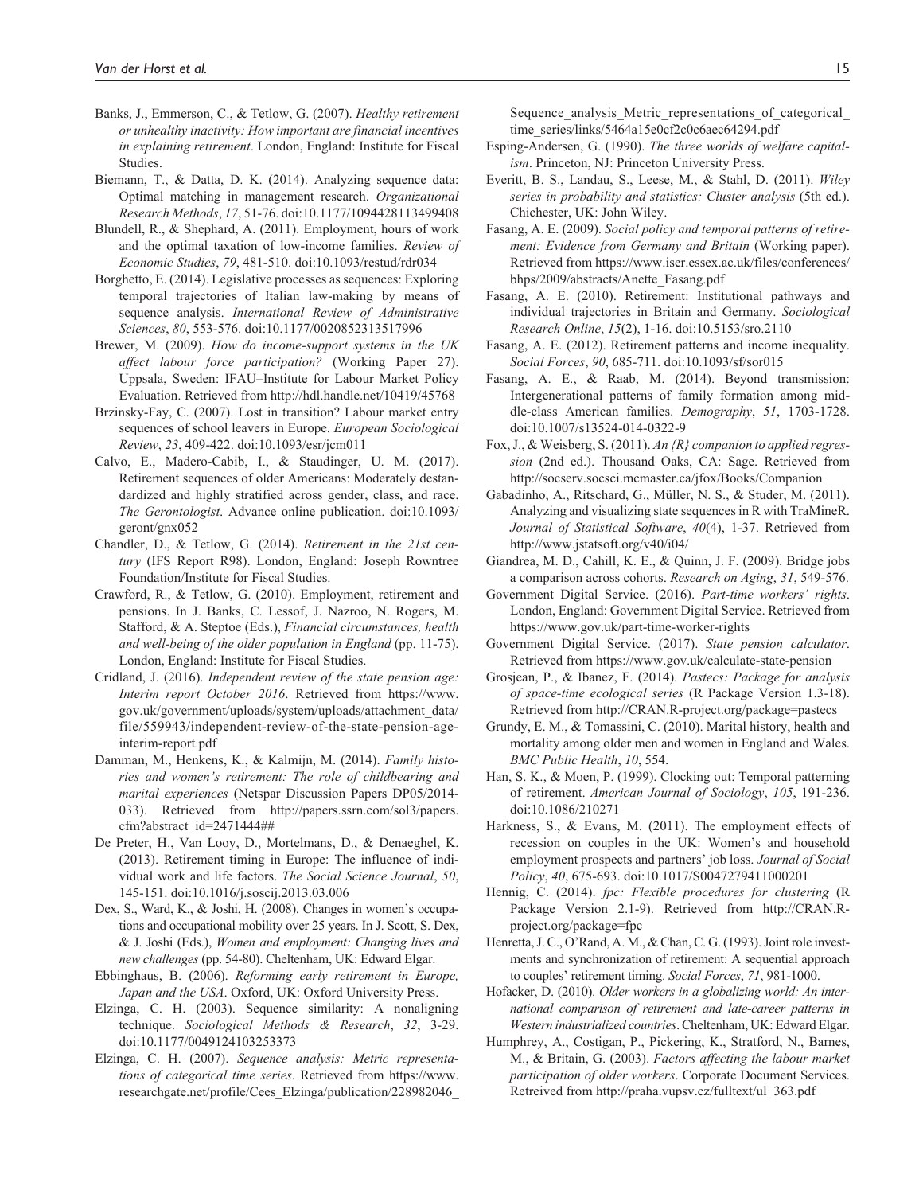Banks, J., Emmerson, C., & Tetlow, G. (2007). *Healthy retirement or unhealthy inactivity: How important are financial incentives in explaining retirement*. London, England: Institute for Fiscal Studies.

Biemann, T., & Datta, D. K. (2014). Analyzing sequence data: Optimal matching in management research. *Organizational Research Methods*, *17*, 51-76. doi:10.1177/1094428113499408

Blundell, R., & Shephard, A. (2011). Employment, hours of work and the optimal taxation of low-income families. *Review of Economic Studies*, *79*, 481-510. doi:10.1093/restud/rdr034

Borghetto, E. (2014). Legislative processes as sequences: Exploring temporal trajectories of Italian law-making by means of sequence analysis. *International Review of Administrative Sciences*, *80*, 553-576. doi:10.1177/0020852313517996

Brewer, M. (2009). *How do income-support systems in the UK affect labour force participation?* (Working Paper 27). Uppsala, Sweden: IFAU–Institute for Labour Market Policy Evaluation. Retrieved from http://hdl.handle.net/10419/45768

Brzinsky-Fay, C. (2007). Lost in transition? Labour market entry sequences of school leavers in Europe. *European Sociological Review*, *23*, 409-422. doi:10.1093/esr/jcm011

Calvo, E., Madero-Cabib, I., & Staudinger, U. M. (2017). Retirement sequences of older Americans: Moderately destandardized and highly stratified across gender, class, and race. *The Gerontologist*. Advance online publication. doi:10.1093/geront/gnx052

Chandler, D., & Tetlow, G. (2014). *Retirement in the 21st century* (IFS Report R98). London, England: Joseph Rowntree Foundation/Institute for Fiscal Studies.

Crawford, R., & Tetlow, G. (2010). Employment, retirement and pensions. In J. Banks, C. Lessof, J. Nazroo, N. Rogers, M. Stafford, & A. Steptoe (Eds.), *Financial circumstances, health and well-being of the older population in England* (pp. 11-75). London, England: Institute for Fiscal Studies.

Cridland, J. (2016). *Independent review of the state pension age: Interim report October 2016*. Retrieved from https://www.gov.uk/government/uploads/system/uploads/attachment_data/file/559943/independent-review-of-the-state-pension-age-interim-report.pdf

Damman, M., Henkens, K., & Kalmijn, M. (2014). *Family histories and women's retirement: The role of childbearing and marital experiences* (Netspar Discussion Papers DP05/2014-033). Retrieved from http://papers.ssrn.com/sol3/papers.cfm?abstract_id=2471444##

De Preter, H., Van Looy, D., Mortelmans, D., & Denaeghel, K. (2013). Retirement timing in Europe: The influence of individual work and life factors. *The Social Science Journal*, *50*, 145-151. doi:10.1016/j.soscij.2013.03.006

Dex, S., Ward, K., & Joshi, H. (2008). Changes in women's occupations and occupational mobility over 25 years. In J. Scott, S. Dex, & J. Joshi (Eds.), *Women and employment: Changing lives and new challenges* (pp. 54-80). Cheltenham, UK: Edward Elgar.

Ebbinghaus, B. (2006). *Reforming early retirement in Europe, Japan and the USA*. Oxford, UK: Oxford University Press.

Elzinga, C. H. (2003). Sequence similarity: A nonaligning technique. *Sociological Methods & Research*, *32*, 3-29. doi:10.1177/0049124103253373

Elzinga, C. H. (2007). *Sequence analysis: Metric representations of categorical time series*. Retrieved from https://www.researchgate.net/profile/Cees_Elzinga/publication/228982046_Sequence_analysis_Metric_representations_of_categorical_time_series/links/5464a15e0cf2c0c6aec64294.pdf

Esping-Andersen, G. (1990). *The three worlds of welfare capitalism*. Princeton, NJ: Princeton University Press.

Everitt, B. S., Landau, S., Leese, M., & Stahl, D. (2011). *Wiley series in probability and statistics: Cluster analysis* (5th ed.). Chichester, UK: John Wiley.

Fasang, A. E. (2009). *Social policy and temporal patterns of retirement: Evidence from Germany and Britain* (Working paper). Retrieved from https://www.iser.essex.ac.uk/files/conferences/bhps/2009/abstracts/Anette_Fasang.pdf

Fasang, A. E. (2010). Retirement: Institutional pathways and individual trajectories in Britain and Germany. *Sociological Research Online*, *15*(2), 1-16. doi:10.5153/sro.2110

Fasang, A. E. (2012). Retirement patterns and income inequality. *Social Forces*, *90*, 685-711. doi:10.1093/sf/sor015

Fasang, A. E., & Raab, M. (2014). Beyond transmission: Intergenerational patterns of family formation among middle-class American families. *Demography*, *51*, 1703-1728. doi:10.1007/s13524-014-0322-9

Fox, J., & Weisberg, S. (2011). *An {R} companion to applied regression* (2nd ed.). Thousand Oaks, CA: Sage. Retrieved from http://socserv.socsci.mcmaster.ca/jfox/Books/Companion

Gabadinho, A., Ritschard, G., Müller, N. S., & Studer, M. (2011). Analyzing and visualizing state sequences in R with TraMineR. *Journal of Statistical Software*, *40*(4), 1-37. Retrieved from http://www.jstatsoft.org/v40/i04/

Giandrea, M. D., Cahill, K. E., & Quinn, J. F. (2009). Bridge jobs a comparison across cohorts. *Research on Aging*, *31*, 549-576.

Government Digital Service. (2016). *Part-time workers' rights*. London, England: Government Digital Service. Retrieved from https://www.gov.uk/part-time-worker-rights

Government Digital Service. (2017). *State pension calculator*. Retrieved from https://www.gov.uk/calculate-state-pension

Grosjean, P., & Ibanez, F. (2014). *Pastecs: Package for analysis of space-time ecological series* (R Package Version 1.3-18). Retrieved from http://CRAN.R-project.org/package=pastecs

Grundy, E. M., & Tomassini, C. (2010). Marital history, health and mortality among older men and women in England and Wales. *BMC Public Health*, *10*, 554.

Han, S. K., & Moen, P. (1999). Clocking out: Temporal patterning of retirement. *American Journal of Sociology*, *105*, 191-236. doi:10.1086/210271

Harkness, S., & Evans, M. (2011). The employment effects of recession on couples in the UK: Women's and household employment prospects and partners' job loss. *Journal of Social Policy*, *40*, 675-693. doi:10.1017/S0047279411000201

Hennig, C. (2014). *fpc: Flexible procedures for clustering* (R Package Version 2.1-9). Retrieved from http://CRAN.R-project.org/package=fpc

Henretta, J. C., O'Rand, A. M., & Chan, C. G. (1993). Joint role investments and synchronization of retirement: A sequential approach to couples' retirement timing. *Social Forces*, *71*, 981-1000.

Hofacker, D. (2010). *Older workers in a globalizing world: An international comparison of retirement and late-career patterns in Western industrialized countries*. Cheltenham, UK: Edward Elgar.

Humphrey, A., Costigan, P., Pickering, K., Stratford, N., Barnes, M., & Britain, G. (2003). *Factors affecting the labour market participation of older workers*. Corporate Document Services. Retreived from http://praha.vupsv.cz/fulltext/ul_363.pdf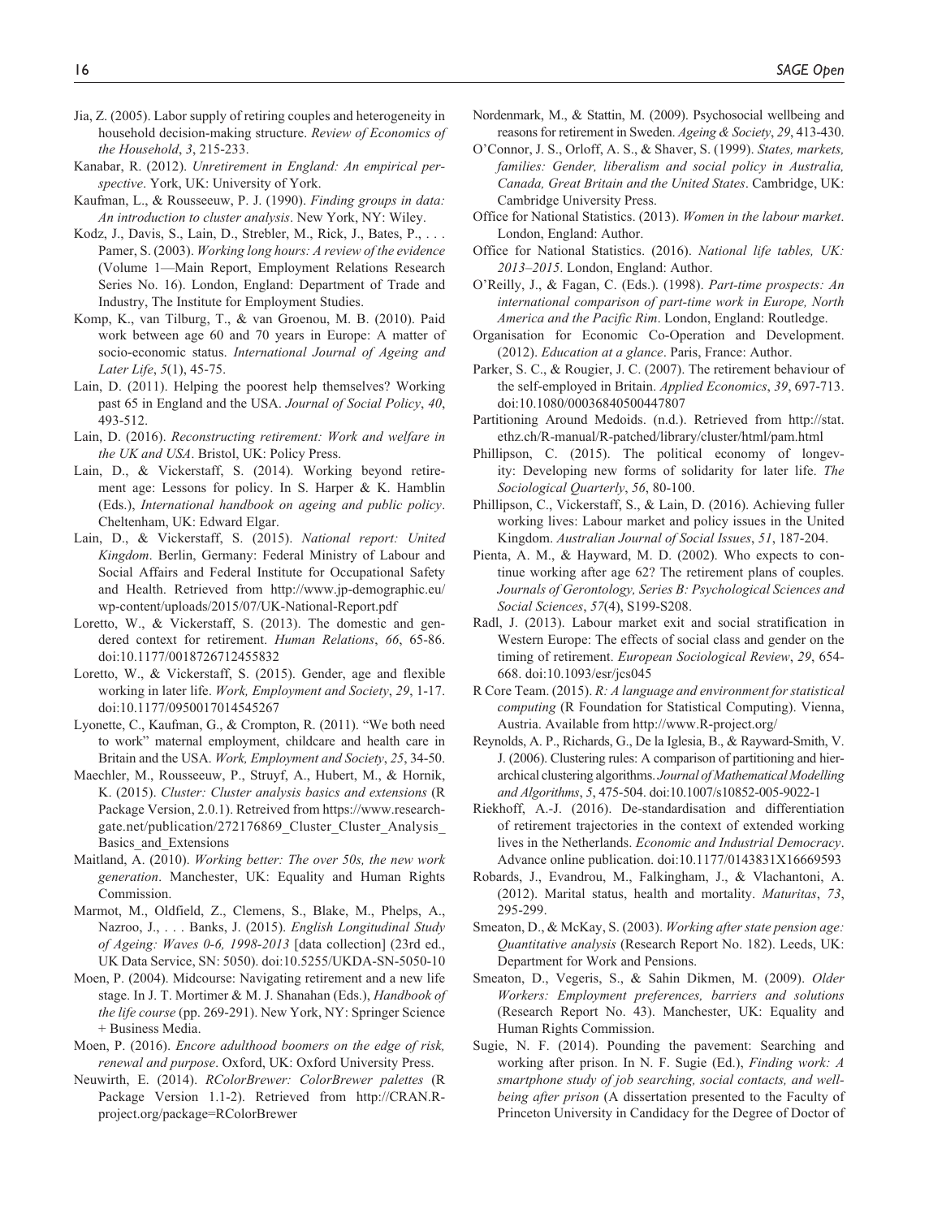Jia, Z. (2005). Labor supply of retiring couples and heterogeneity in household decision-making structure. *Review of Economics of the Household*, *3*, 215-233.

Kanabar, R. (2012). *Unretirement in England: An empirical perspective*. York, UK: University of York.

Kaufman, L., & Rousseeuw, P. J. (1990). *Finding groups in data: An introduction to cluster analysis*. New York, NY: Wiley.

Kodz, J., Davis, S., Lain, D., Strebler, M., Rick, J., Bates, P., . . . Pamer, S. (2003). *Working long hours: A review of the evidence* (Volume 1—Main Report, Employment Relations Research Series No. 16). London, England: Department of Trade and Industry, The Institute for Employment Studies.

Komp, K., van Tilburg, T., & van Groenou, M. B. (2010). Paid work between age 60 and 70 years in Europe: A matter of socio-economic status. *International Journal of Ageing and Later Life*, *5*(1), 45-75.

Lain, D. (2011). Helping the poorest help themselves? Working past 65 in England and the USA. *Journal of Social Policy*, *40*, 493-512.

Lain, D. (2016). *Reconstructing retirement: Work and welfare in the UK and USA*. Bristol, UK: Policy Press.

Lain, D., & Vickerstaff, S. (2014). Working beyond retirement age: Lessons for policy. In S. Harper & K. Hamblin (Eds.), *International handbook on ageing and public policy*. Cheltenham, UK: Edward Elgar.

Lain, D., & Vickerstaff, S. (2015). *National report: United Kingdom*. Berlin, Germany: Federal Ministry of Labour and Social Affairs and Federal Institute for Occupational Safety and Health. Retrieved from http://www.jp-demographic.eu/wp-content/uploads/2015/07/UK-National-Report.pdf

Loretto, W., & Vickerstaff, S. (2013). The domestic and gendered context for retirement. *Human Relations*, *66*, 65-86. doi:10.1177/0018726712455832

Loretto, W., & Vickerstaff, S. (2015). Gender, age and flexible working in later life. *Work, Employment and Society*, *29*, 1-17. doi:10.1177/0950017014545267

Lyonette, C., Kaufman, G., & Crompton, R. (2011). "We both need to work" maternal employment, childcare and health care in Britain and the USA. *Work, Employment and Society*, *25*, 34-50.

Maechler, M., Rousseeuw, P., Struyf, A., Hubert, M., & Hornik, K. (2015). *Cluster: Cluster analysis basics and extensions* (R Package Version, 2.0.1). Retreived from https://www.researchgate.net/publication/272176869_Cluster_Cluster_Analysis_Basics_and_Extensions

Maitland, A. (2010). *Working better: The over 50s, the new work generation*. Manchester, UK: Equality and Human Rights Commission.

Marmot, M., Oldfield, Z., Clemens, S., Blake, M., Phelps, A., Nazroo, J., . . . Banks, J. (2015). *English Longitudinal Study of Ageing: Waves 0-6, 1998-2013* [data collection] (23rd ed., UK Data Service, SN: 5050). doi:10.5255/UKDA-SN-5050-10

Moen, P. (2004). Midcourse: Navigating retirement and a new life stage. In J. T. Mortimer & M. J. Shanahan (Eds.), *Handbook of the life course* (pp. 269-291). New York, NY: Springer Science + Business Media.

Moen, P. (2016). *Encore adulthood boomers on the edge of risk, renewal and purpose*. Oxford, UK: Oxford University Press.

Neuwirth, E. (2014). *RColorBrewer: ColorBrewer palettes* (R Package Version 1.1-2). Retrieved from http://CRAN.R-project.org/package=RColorBrewer

Nordenmark, M., & Stattin, M. (2009). Psychosocial wellbeing and reasons for retirement in Sweden. *Ageing & Society*, *29*, 413-430.

O'Connor, J. S., Orloff, A. S., & Shaver, S. (1999). *States, markets, families: Gender, liberalism and social policy in Australia, Canada, Great Britain and the United States*. Cambridge, UK: Cambridge University Press.

Office for National Statistics. (2013). *Women in the labour market*. London, England: Author.

Office for National Statistics. (2016). *National life tables, UK: 2013–2015*. London, England: Author.

O'Reilly, J., & Fagan, C. (Eds.). (1998). *Part-time prospects: An international comparison of part-time work in Europe, North America and the Pacific Rim*. London, England: Routledge.

Organisation for Economic Co-Operation and Development. (2012). *Education at a glance*. Paris, France: Author.

Parker, S. C., & Rougier, J. C. (2007). The retirement behaviour of the self-employed in Britain. *Applied Economics*, *39*, 697-713. doi:10.1080/00036840500447807

Partitioning Around Medoids. (n.d.). Retrieved from http://stat.ethz.ch/R-manual/R-patched/library/cluster/html/pam.html

Phillipson, C. (2015). The political economy of longevity: Developing new forms of solidarity for later life. *The Sociological Quarterly*, *56*, 80-100.

Phillipson, C., Vickerstaff, S., & Lain, D. (2016). Achieving fuller working lives: Labour market and policy issues in the United Kingdom. *Australian Journal of Social Issues*, *51*, 187-204.

Pienta, A. M., & Hayward, M. D. (2002). Who expects to continue working after age 62? The retirement plans of couples. *Journals of Gerontology, Series B: Psychological Sciences and Social Sciences*, *57*(4), S199-S208.

Radl, J. (2013). Labour market exit and social stratification in Western Europe: The effects of social class and gender on the timing of retirement. *European Sociological Review*, *29*, 654-668. doi:10.1093/esr/jcs045

R Core Team. (2015). *R: A language and environment for statistical computing* (R Foundation for Statistical Computing). Vienna, Austria. Available from http://www.R-project.org/

Reynolds, A. P., Richards, G., De la Iglesia, B., & Rayward-Smith, V. J. (2006). Clustering rules: A comparison of partitioning and hierarchical clustering algorithms. *Journal of Mathematical Modelling and Algorithms*, *5*, 475-504. doi:10.1007/s10852-005-9022-1

Riekhoff, A.-J. (2016). De-standardisation and differentiation of retirement trajectories in the context of extended working lives in the Netherlands. *Economic and Industrial Democracy*. Advance online publication. doi:10.1177/0143831X16669593

Robards, J., Evandrou, M., Falkingham, J., & Vlachantoni, A. (2012). Marital status, health and mortality. *Maturitas*, *73*, 295-299.

Smeaton, D., & McKay, S. (2003). *Working after state pension age: Quantitative analysis* (Research Report No. 182). Leeds, UK: Department for Work and Pensions.

Smeaton, D., Vegeris, S., & Sahin Dikmen, M. (2009). *Older Workers: Employment preferences, barriers and solutions* (Research Report No. 43). Manchester, UK: Equality and Human Rights Commission.

Sugie, N. F. (2014). Pounding the pavement: Searching and working after prison. In N. F. Sugie (Ed.), *Finding work: A smartphone study of job searching, social contacts, and well-being after prison* (A dissertation presented to the Faculty of Princeton University in Candidacy for the Degree of Doctor of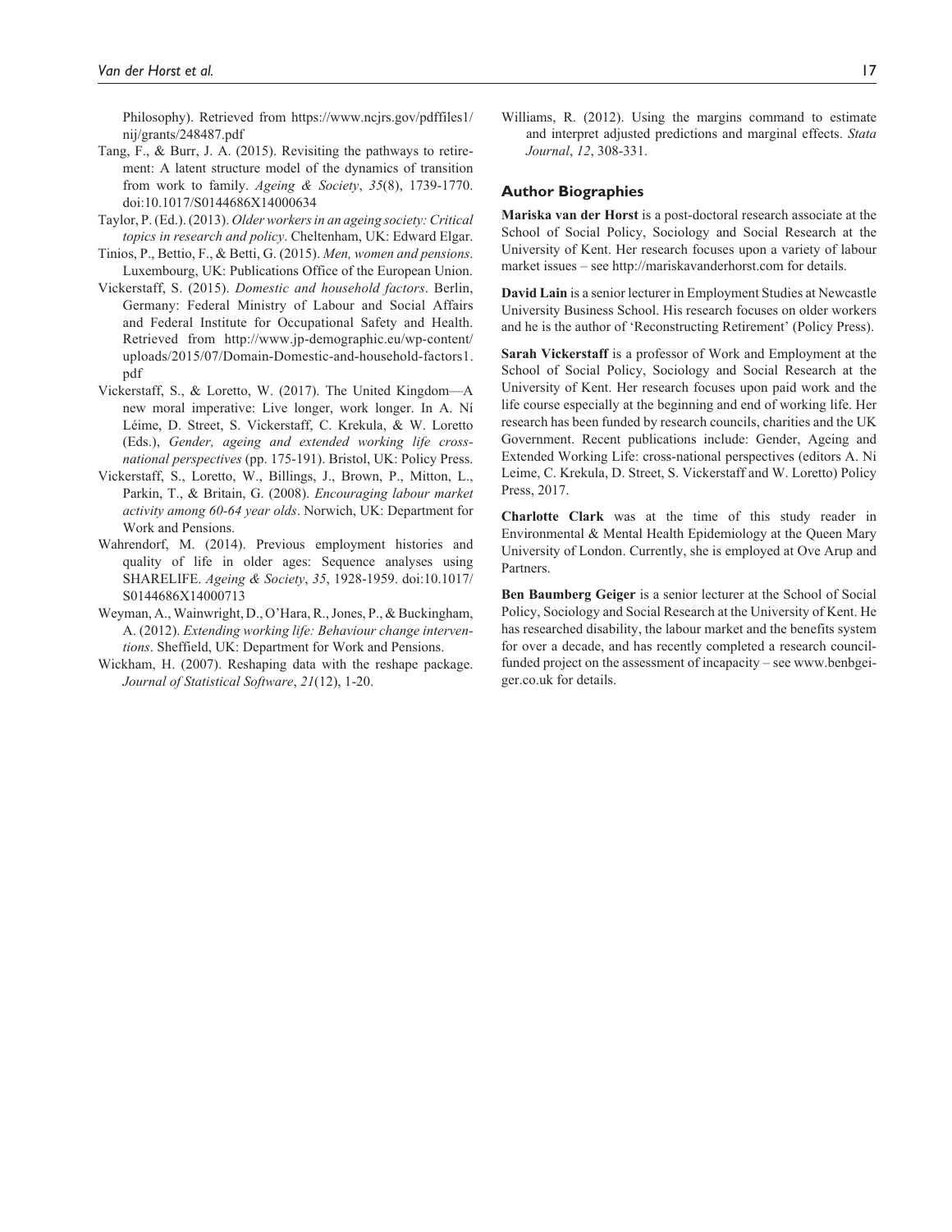Philosophy). Retrieved from https://www.ncjrs.gov/pdffiles1/nij/grants/248487.pdf

Tang, F., & Burr, J. A. (2015). Revisiting the pathways to retirement: A latent structure model of the dynamics of transition from work to family. *Ageing & Society*, *35*(8), 1739-1770. doi:10.1017/S0144686X14000634

Taylor, P. (Ed.). (2013). *Older workers in an ageing society: Critical topics in research and policy*. Cheltenham, UK: Edward Elgar.

Tinios, P., Bettio, F., & Betti, G. (2015). *Men, women and pensions*. Luxembourg, UK: Publications Office of the European Union.

Vickerstaff, S. (2015). *Domestic and household factors*. Berlin, Germany: Federal Ministry of Labour and Social Affairs and Federal Institute for Occupational Safety and Health. Retrieved from http://www.jp-demographic.eu/wp-content/uploads/2015/07/Domain-Domestic-and-household-factors1.pdf

Vickerstaff, S., & Loretto, W. (2017). The United Kingdom—A new moral imperative: Live longer, work longer. In A. Ní Léime, D. Street, S. Vickerstaff, C. Krekula, & W. Loretto (Eds.), *Gender, ageing and extended working life cross-national perspectives* (pp. 175-191). Bristol, UK: Policy Press.

Vickerstaff, S., Loretto, W., Billings, J., Brown, P., Mitton, L., Parkin, T., & Britain, G. (2008). *Encouraging labour market activity among 60-64 year olds*. Norwich, UK: Department for Work and Pensions.

Wahrendorf, M. (2014). Previous employment histories and quality of life in older ages: Sequence analyses using SHARELIFE. *Ageing & Society*, *35*, 1928-1959. doi:10.1017/S0144686X14000713

Weyman, A., Wainwright, D., O'Hara, R., Jones, P., & Buckingham, A. (2012). *Extending working life: Behaviour change interventions*. Sheffield, UK: Department for Work and Pensions.

Wickham, H. (2007). Reshaping data with the reshape package. *Journal of Statistical Software*, *21*(12), 1-20.

Williams, R. (2012). Using the margins command to estimate and interpret adjusted predictions and marginal effects. *Stata Journal*, *12*, 308-331.

## Author Biographies

**Mariska van der Horst** is a post-doctoral research associate at the School of Social Policy, Sociology and Social Research at the University of Kent. Her research focuses upon a variety of labour market issues – see http://mariskavanderhorst.com for details.

**David Lain** is a senior lecturer in Employment Studies at Newcastle University Business School. His research focuses on older workers and he is the author of 'Reconstructing Retirement' (Policy Press).

**Sarah Vickerstaff** is a professor of Work and Employment at the School of Social Policy, Sociology and Social Research at the University of Kent. Her research focuses upon paid work and the life course especially at the beginning and end of working life. Her research has been funded by research councils, charities and the UK Government. Recent publications include: Gender, Ageing and Extended Working Life: cross-national perspectives (editors A. Ni Leime, C. Krekula, D. Street, S. Vickerstaff and W. Loretto) Policy Press, 2017.

**Charlotte Clark** was at the time of this study reader in Environmental & Mental Health Epidemiology at the Queen Mary University of London. Currently, she is employed at Ove Arup and Partners.

**Ben Baumberg Geiger** is a senior lecturer at the School of Social Policy, Sociology and Social Research at the University of Kent. He has researched disability, the labour market and the benefits system for over a decade, and has recently completed a research council-funded project on the assessment of incapacity – see www.benbgeiger.co.uk for details.